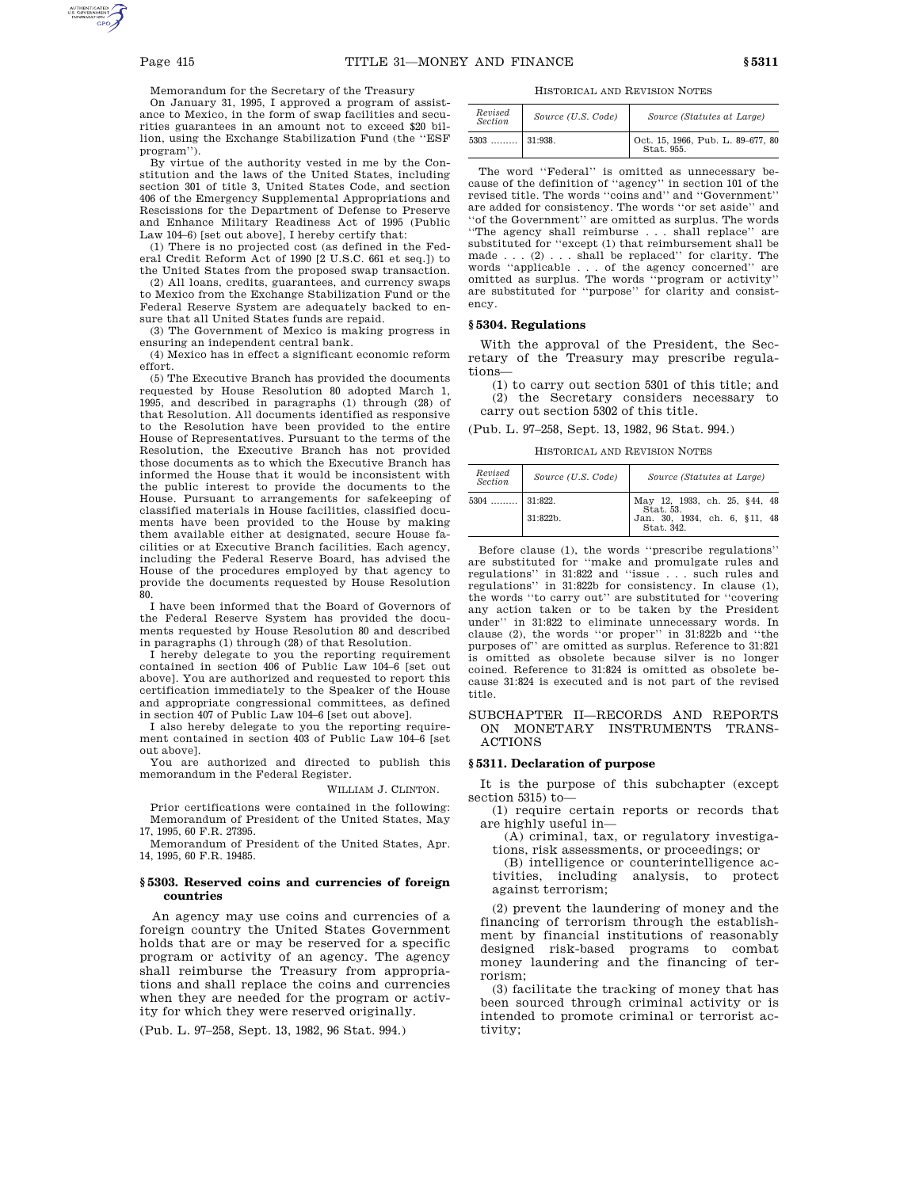Memorandum for the Secretary of the Treasury

On January 31, 1995, I approved a program of assistance to Mexico, in the form of swap facilities and securities guarantees in an amount not to exceed $20 billion, using the Exchange Stabilization Fund (the ''ESF program'').

By virtue of the authority vested in me by the Constitution and the laws of the United States, including section 301 of title 3, United States Code, and section 406 of the Emergency Supplemental Appropriations and Rescissions for the Department of Defense to Preserve and Enhance Military Readiness Act of 1995 (Public Law 104–6) [set out above], I hereby certify that:

(1) There is no projected cost (as defined in the Federal Credit Reform Act of 1990 [2 U.S.C. 661 et seq.]) to the United States from the proposed swap transaction.

(2) All loans, credits, guarantees, and currency swaps to Mexico from the Exchange Stabilization Fund or the Federal Reserve System are adequately backed to ensure that all United States funds are repaid.

(3) The Government of Mexico is making progress in ensuring an independent central bank.

(4) Mexico has in effect a significant economic reform effort.

(5) The Executive Branch has provided the documents requested by House Resolution 80 adopted March 1, 1995, and described in paragraphs (1) through (28) of that Resolution. All documents identified as responsive to the Resolution have been provided to the entire House of Representatives. Pursuant to the terms of the Resolution, the Executive Branch has not provided those documents as to which the Executive Branch has informed the House that it would be inconsistent with the public interest to provide the documents to the House. Pursuant to arrangements for safekeeping of classified materials in House facilities, classified documents have been provided to the House by making them available either at designated, secure House facilities or at Executive Branch facilities. Each agency, including the Federal Reserve Board, has advised the House of the procedures employed by that agency to provide the documents requested by House Resolution 80.

I have been informed that the Board of Governors of the Federal Reserve System has provided the documents requested by House Resolution 80 and described in paragraphs (1) through (28) of that Resolution.

I hereby delegate to you the reporting requirement contained in section 406 of Public Law 104–6 [set out above]. You are authorized and requested to report this certification immediately to the Speaker of the House and appropriate congressional committees, as defined in section 407 of Public Law 104–6 [set out above].

I also hereby delegate to you the reporting requirement contained in section 403 of Public Law 104–6 [set out above].

You are authorized and directed to publish this memorandum in the Federal Register.

WILLIAM J. CLINTON.

Prior certifications were contained in the following: Memorandum of President of the United States, May 17, 1995, 60 F.R. 27395.

Memorandum of President of the United States, Apr. 14, 1995, 60 F.R. 19485.

### § 5303. Reserved coins and currencies of foreign countries

An agency may use coins and currencies of a foreign country the United States Government holds that are or may be reserved for a specific program or activity of an agency. The agency shall reimburse the Treasury from appropriations and shall replace the coins and currencies when they are needed for the program or activity for which they were reserved originally.

(Pub. L. 97–258, Sept. 13, 1982, 96 Stat. 994.)

HISTORICAL AND REVISION NOTES

| *Revised Section* | *Source (U.S. Code)* | *Source (Statutes at Large)* |
|---|---|---|
| 5303 ……… | 31:938. | Oct. 15, 1966, Pub. L. 89–677, 80 Stat. 955. |

The word ''Federal'' is omitted as unnecessary because of the definition of ''agency'' in section 101 of the revised title. The words ''coins and'' and ''Government'' are added for consistency. The words ''or set aside'' and ''of the Government'' are omitted as surplus. The words ''The agency shall reimburse . . . shall replace'' are substituted for ''except (1) that reimbursement shall be made . . . (2) . . . shall be replaced'' for clarity. The words ''applicable . . . of the agency concerned'' are omitted as surplus. The words ''program or activity'' are substituted for ''purpose'' for clarity and consistency.

### § 5304. Regulations

With the approval of the President, the Secretary of the Treasury may prescribe regulations—

(1) to carry out section 5301 of this title; and

(2) the Secretary considers necessary to carry out section 5302 of this title.

(Pub. L. 97–258, Sept. 13, 1982, 96 Stat. 994.)

HISTORICAL AND REVISION NOTES

| *Revised Section* | *Source (U.S. Code)* | *Source (Statutes at Large)* |
|---|---|---|
| 5304 ……… | 31:822. | May 12, 1933, ch. 25, §44, 48 Stat. 53. |
| | 31:822b. | Jan. 30, 1934, ch. 6, §11, 48 Stat. 342. |

Before clause (1), the words ''prescribe regulations'' are substituted for ''make and promulgate rules and regulations'' in 31:822 and ''issue . . . such rules and regulations'' in 31:822b for consistency. In clause (1), the words ''to carry out'' are substituted for ''covering any action taken or to be taken by the President under'' in 31:822 to eliminate unnecessary words. In clause (2), the words ''or proper'' in 31:822b and ''the purposes of'' are omitted as surplus. Reference to 31:821 is omitted as obsolete because silver is no longer coined. Reference to 31:824 is omitted as obsolete because 31:824 is executed and is not part of the revised title.

## SUBCHAPTER II—RECORDS AND REPORTS ON MONETARY INSTRUMENTS TRANSACTIONS

### § 5311. Declaration of purpose

It is the purpose of this subchapter (except section 5315) to—

(1) require certain reports or records that are highly useful in—

(A) criminal, tax, or regulatory investigations, risk assessments, or proceedings; or

(B) intelligence or counterintelligence activities, including analysis, to protect against terrorism;

(2) prevent the laundering of money and the financing of terrorism through the establishment by financial institutions of reasonably designed risk-based programs to combat money laundering and the financing of terrorism;

(3) facilitate the tracking of money that has been sourced through criminal activity or is intended to promote criminal or terrorist activity;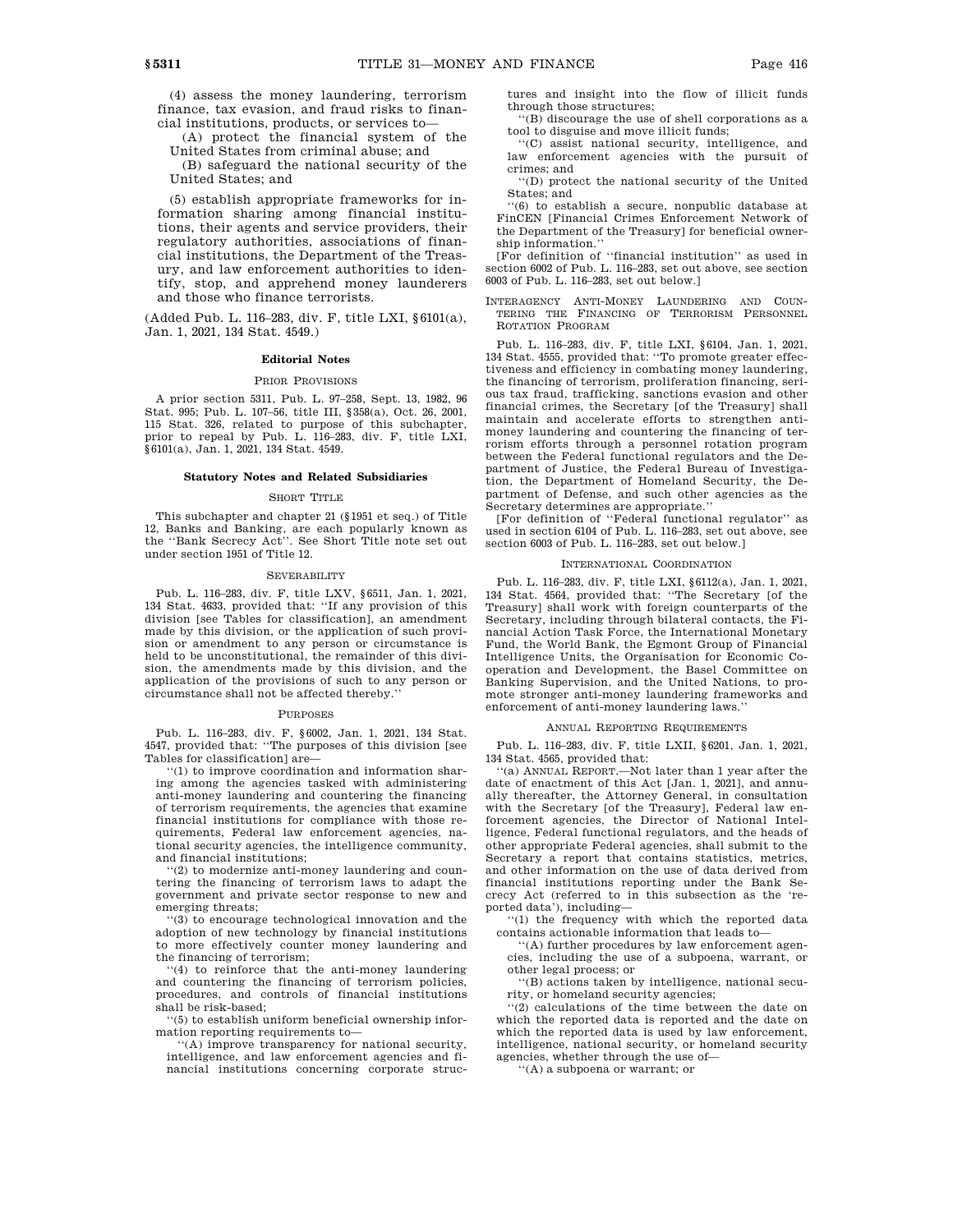(4) assess the money laundering, terrorism finance, tax evasion, and fraud risks to financial institutions, products, or services to—

(A) protect the financial system of the United States from criminal abuse; and

(B) safeguard the national security of the United States; and

(5) establish appropriate frameworks for information sharing among financial institutions, their agents and service providers, their regulatory authorities, associations of financial institutions, the Department of the Treasury, and law enforcement authorities to identify, stop, and apprehend money launderers and those who finance terrorists.

(Added Pub. L. 116–283, div. F, title LXI, §6101(a), Jan. 1, 2021, 134 Stat. 4549.)

### Editorial Notes

#### Prior Provisions

A prior section 5311, Pub. L. 97–258, Sept. 13, 1982, 96 Stat. 995; Pub. L. 107–56, title III, §358(a), Oct. 26, 2001, 115 Stat. 326, related to purpose of this subchapter, prior to repeal by Pub. L. 116–283, div. F, title LXI, §6101(a), Jan. 1, 2021, 134 Stat. 4549.

### Statutory Notes and Related Subsidiaries

#### Short Title

This subchapter and chapter 21 (§1951 et seq.) of Title 12, Banks and Banking, are each popularly known as the ''Bank Secrecy Act''. See Short Title note set out under section 1951 of Title 12.

#### Severability

Pub. L. 116–283, div. F, title LXV, §6511, Jan. 1, 2021, 134 Stat. 4633, provided that: ''If any provision of this division [see Tables for classification], an amendment made by this division, or the application of such provision or amendment to any person or circumstance is held to be unconstitutional, the remainder of this division, the amendments made by this division, and the application of the provisions of such to any person or circumstance shall not be affected thereby.''

#### Purposes

Pub. L. 116–283, div. F, §6002, Jan. 1, 2021, 134 Stat. 4547, provided that: ''The purposes of this division [see Tables for classification] are—

''(1) to improve coordination and information sharing among the agencies tasked with administering anti-money laundering and countering the financing of terrorism requirements, the agencies that examine financial institutions for compliance with those requirements, Federal law enforcement agencies, national security agencies, the intelligence community, and financial institutions;

''(2) to modernize anti-money laundering and countering the financing of terrorism laws to adapt the government and private sector response to new and emerging threats;

''(3) to encourage technological innovation and the adoption of new technology by financial institutions to more effectively counter money laundering and the financing of terrorism;

''(4) to reinforce that the anti-money laundering and countering the financing of terrorism policies, procedures, and controls of financial institutions shall be risk-based;

''(5) to establish uniform beneficial ownership information reporting requirements to—

''(A) improve transparency for national security, intelligence, and law enforcement agencies and financial institutions concerning corporate structures and insight into the flow of illicit funds through those structures;

''(B) discourage the use of shell corporations as a tool to disguise and move illicit funds;

''(C) assist national security, intelligence, and law enforcement agencies with the pursuit of crimes; and

''(D) protect the national security of the United States; and

''(6) to establish a secure, nonpublic database at FinCEN [Financial Crimes Enforcement Network of the Department of the Treasury] for beneficial ownership information.''

[For definition of ''financial institution'' as used in section 6002 of Pub. L. 116–283, set out above, see section 6003 of Pub. L. 116–283, set out below.]

#### Interagency Anti-Money Laundering and Countering the Financing of Terrorism Personnel Rotation Program

Pub. L. 116–283, div. F, title LXI, §6104, Jan. 1, 2021, 134 Stat. 4555, provided that: ''To promote greater effectiveness and efficiency in combating money laundering, the financing of terrorism, proliferation financing, serious tax fraud, trafficking, sanctions evasion and other financial crimes, the Secretary [of the Treasury] shall maintain and accelerate efforts to strengthen anti-money laundering and countering the financing of terrorism efforts through a personnel rotation program between the Federal functional regulators and the Department of Justice, the Federal Bureau of Investigation, the Department of Homeland Security, the Department of Defense, and such other agencies as the Secretary determines are appropriate.''

[For definition of ''Federal functional regulator'' as used in section 6104 of Pub. L. 116–283, set out above, see section 6003 of Pub. L. 116–283, set out below.]

#### International Coordination

Pub. L. 116–283, div. F, title LXI, §6112(a), Jan. 1, 2021, 134 Stat. 4564, provided that: ''The Secretary [of the Treasury] shall work with foreign counterparts of the Secretary, including through bilateral contacts, the Financial Action Task Force, the International Monetary Fund, the World Bank, the Egmont Group of Financial Intelligence Units, the Organisation for Economic Cooperation and Development, the Basel Committee on Banking Supervision, and the United Nations, to promote stronger anti-money laundering frameworks and enforcement of anti-money laundering laws.''

#### Annual Reporting Requirements

Pub. L. 116–283, div. F, title LXII, §6201, Jan. 1, 2021, 134 Stat. 4565, provided that:

''(a) Annual Report.—Not later than 1 year after the date of enactment of this Act [Jan. 1, 2021], and annually thereafter, the Attorney General, in consultation with the Secretary [of the Treasury], Federal law enforcement agencies, the Director of National Intelligence, Federal functional regulators, and the heads of other appropriate Federal agencies, shall submit to the Secretary a report that contains statistics, metrics, and other information on the use of data derived from financial institutions reporting under the Bank Secrecy Act (referred to in this subsection as the 'reported data'), including—

''(1) the frequency with which the reported data contains actionable information that leads to—

''(A) further procedures by law enforcement agencies, including the use of a subpoena, warrant, or other legal process; or

''(B) actions taken by intelligence, national security, or homeland security agencies;

''(2) calculations of the time between the date on which the reported data is reported and the date on which the reported data is used by law enforcement, intelligence, national security, or homeland security agencies, whether through the use of—

''(A) a subpoena or warrant; or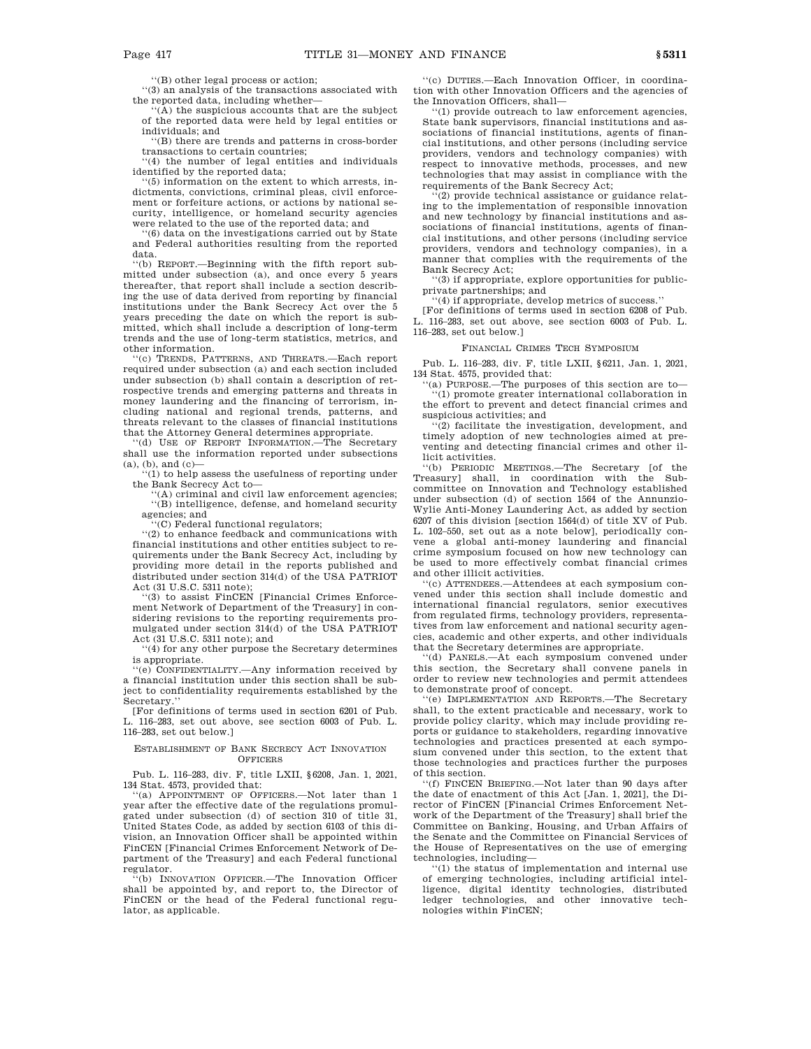''(B) other legal process or action;

''(3) an analysis of the transactions associated with the reported data, including whether—

''(A) the suspicious accounts that are the subject of the reported data were held by legal entities or individuals; and

''(B) there are trends and patterns in cross-border transactions to certain countries;

''(4) the number of legal entities and individuals identified by the reported data;

''(5) information on the extent to which arrests, indictments, convictions, criminal pleas, civil enforcement or forfeiture actions, or actions by national security, intelligence, or homeland security agencies were related to the use of the reported data; and

''(6) data on the investigations carried out by State and Federal authorities resulting from the reported data.

''(b) REPORT.—Beginning with the fifth report submitted under subsection (a), and once every 5 years thereafter, that report shall include a section describing the use of data derived from reporting by financial institutions under the Bank Secrecy Act over the 5 years preceding the date on which the report is submitted, which shall include a description of long-term trends and the use of long-term statistics, metrics, and other information.

''(c) TRENDS, PATTERNS, AND THREATS.—Each report required under subsection (a) and each section included under subsection (b) shall contain a description of retrospective trends and emerging patterns and threats in money laundering and the financing of terrorism, including national and regional trends, patterns, and threats relevant to the classes of financial institutions that the Attorney General determines appropriate.

''(d) USE OF REPORT INFORMATION.—The Secretary shall use the information reported under subsections (a), (b), and (c)—

''(1) to help assess the usefulness of reporting under the Bank Secrecy Act to—

''(A) criminal and civil law enforcement agencies;

''(B) intelligence, defense, and homeland security agencies; and

''(C) Federal functional regulators;

''(2) to enhance feedback and communications with financial institutions and other entities subject to requirements under the Bank Secrecy Act, including by providing more detail in the reports published and distributed under section 314(d) of the USA PATRIOT Act (31 U.S.C. 5311 note);

''(3) to assist FinCEN [Financial Crimes Enforcement Network of Department of the Treasury] in considering revisions to the reporting requirements promulgated under section 314(d) of the USA PATRIOT Act (31 U.S.C. 5311 note); and

''(4) for any other purpose the Secretary determines is appropriate.

''(e) CONFIDENTIALITY.—Any information received by a financial institution under this section shall be subject to confidentiality requirements established by the Secretary.''

[For definitions of terms used in section 6201 of Pub. L. 116–283, set out above, see section 6003 of Pub. L. 116–283, set out below.]

### ESTABLISHMENT OF BANK SECRECY ACT INNOVATION OFFICERS

Pub. L. 116–283, div. F, title LXII, §6208, Jan. 1, 2021, 134 Stat. 4573, provided that:

''(a) APPOINTMENT OF OFFICERS.—Not later than 1 year after the effective date of the regulations promulgated under subsection (d) of section 310 of title 31, United States Code, as added by section 6103 of this division, an Innovation Officer shall be appointed within FinCEN [Financial Crimes Enforcement Network of Department of the Treasury] and each Federal functional regulator.

''(b) INNOVATION OFFICER.—The Innovation Officer shall be appointed by, and report to, the Director of FinCEN or the head of the Federal functional regulator, as applicable.

''(c) DUTIES.—Each Innovation Officer, in coordination with other Innovation Officers and the agencies of the Innovation Officers, shall—

''(1) provide outreach to law enforcement agencies, State bank supervisors, financial institutions and associations of financial institutions, agents of financial institutions, and other persons (including service providers, vendors and technology companies) with respect to innovative methods, processes, and new technologies that may assist in compliance with the requirements of the Bank Secrecy Act;

''(2) provide technical assistance or guidance relating to the implementation of responsible innovation and new technology by financial institutions and associations of financial institutions, agents of financial institutions, and other persons (including service providers, vendors and technology companies), in a manner that complies with the requirements of the Bank Secrecy Act;

''(3) if appropriate, explore opportunities for public-private partnerships; and

''(4) if appropriate, develop metrics of success.''

[For definitions of terms used in section 6208 of Pub. L. 116–283, set out above, see section 6003 of Pub. L. 116–283, set out below.]

### FINANCIAL CRIMES TECH SYMPOSIUM

Pub. L. 116–283, div. F, title LXII, §6211, Jan. 1, 2021, 134 Stat. 4575, provided that:

''(a) PURPOSE.—The purposes of this section are to—

''(1) promote greater international collaboration in the effort to prevent and detect financial crimes and suspicious activities; and

''(2) facilitate the investigation, development, and timely adoption of new technologies aimed at preventing and detecting financial crimes and other illicit activities.

''(b) PERIODIC MEETINGS.—The Secretary [of the Treasury] shall, in coordination with the Subcommittee on Innovation and Technology established under subsection (d) of section 1564 of the Annunzio-Wylie Anti-Money Laundering Act, as added by section 6207 of this division [section 1564(d) of title XV of Pub. L. 102–550, set out as a note below], periodically convene a global anti-money laundering and financial crime symposium focused on how new technology can be used to more effectively combat financial crimes and other illicit activities.

''(c) ATTENDEES.—Attendees at each symposium convened under this section shall include domestic and international financial regulators, senior executives from regulated firms, technology providers, representatives from law enforcement and national security agencies, academic and other experts, and other individuals that the Secretary determines are appropriate.

''(d) PANELS.—At each symposium convened under this section, the Secretary shall convene panels in order to review new technologies and permit attendees to demonstrate proof of concept.

''(e) IMPLEMENTATION AND REPORTS.—The Secretary shall, to the extent practicable and necessary, work to provide policy clarity, which may include providing reports or guidance to stakeholders, regarding innovative technologies and practices presented at each symposium convened under this section, to the extent that those technologies and practices further the purposes of this section.

''(f) FINCEN BRIEFING.—Not later than 90 days after the date of enactment of this Act [Jan. 1, 2021], the Director of FinCEN [Financial Crimes Enforcement Network of the Department of the Treasury] shall brief the Committee on Banking, Housing, and Urban Affairs of the Senate and the Committee on Financial Services of the House of Representatives on the use of emerging technologies, including—

''(1) the status of implementation and internal use of emerging technologies, including artificial intelligence, digital identity technologies, distributed ledger technologies, and other innovative technologies within FinCEN;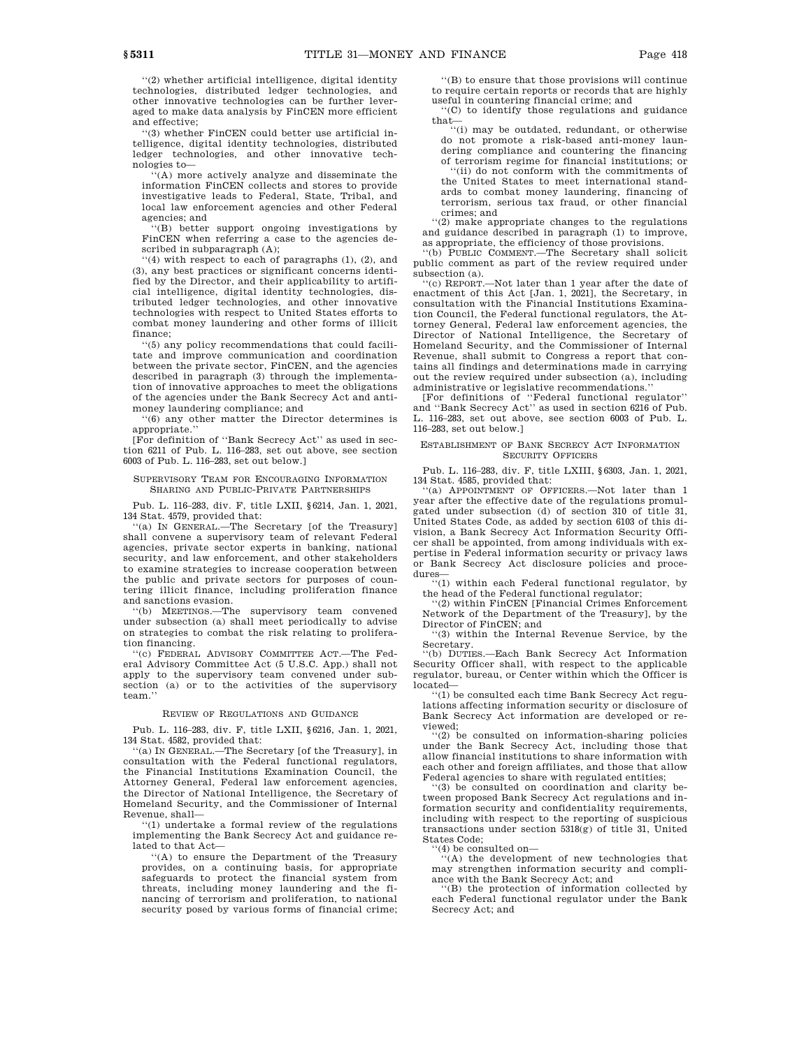"(2) whether artificial intelligence, digital identity technologies, distributed ledger technologies, and other innovative technologies can be further leveraged to make data analysis by FinCEN more efficient and effective;

"(3) whether FinCEN could better use artificial intelligence, digital identity technologies, distributed ledger technologies, and other innovative technologies to—

"(A) more actively analyze and disseminate the information FinCEN collects and stores to provide investigative leads to Federal, State, Tribal, and local law enforcement agencies and other Federal agencies; and

"(B) better support ongoing investigations by FinCEN when referring a case to the agencies described in subparagraph (A);

"(4) with respect to each of paragraphs (1), (2), and (3), any best practices or significant concerns identified by the Director, and their applicability to artificial intelligence, digital identity technologies, distributed ledger technologies, and other innovative technologies with respect to United States efforts to combat money laundering and other forms of illicit finance;

"(5) any policy recommendations that could facilitate and improve communication and coordination between the private sector, FinCEN, and the agencies described in paragraph (3) through the implementation of innovative approaches to meet the obligations of the agencies under the Bank Secrecy Act and anti-money laundering compliance; and

"(6) any other matter the Director determines is appropriate."

[For definition of "Bank Secrecy Act" as used in section 6211 of Pub. L. 116–283, set out above, see section 6003 of Pub. L. 116–283, set out below.]

## SUPERVISORY TEAM FOR ENCOURAGING INFORMATION SHARING AND PUBLIC-PRIVATE PARTNERSHIPS

Pub. L. 116–283, div. F, title LXII, §6214, Jan. 1, 2021, 134 Stat. 4579, provided that:

"(a) IN GENERAL.—The Secretary [of the Treasury] shall convene a supervisory team of relevant Federal agencies, private sector experts in banking, national security, and law enforcement, and other stakeholders to examine strategies to increase cooperation between the public and private sectors for purposes of countering illicit finance, including proliferation finance and sanctions evasion.

"(b) MEETINGS.—The supervisory team convened under subsection (a) shall meet periodically to advise on strategies to combat the risk relating to proliferation financing.

"(c) FEDERAL ADVISORY COMMITTEE ACT.—The Federal Advisory Committee Act (5 U.S.C. App.) shall not apply to the supervisory team convened under subsection (a) or to the activities of the supervisory team."

## REVIEW OF REGULATIONS AND GUIDANCE

Pub. L. 116–283, div. F, title LXII, §6216, Jan. 1, 2021, 134 Stat. 4582, provided that:

"(a) IN GENERAL.—The Secretary [of the Treasury], in consultation with the Federal functional regulators, the Financial Institutions Examination Council, the Attorney General, Federal law enforcement agencies, the Director of National Intelligence, the Secretary of Homeland Security, and the Commissioner of Internal Revenue, shall—

"(1) undertake a formal review of the regulations implementing the Bank Secrecy Act and guidance related to that Act—

"(A) to ensure the Department of the Treasury provides, on a continuing basis, for appropriate safeguards to protect the financial system from threats, including money laundering and the financing of terrorism and proliferation, to national security posed by various forms of financial crime;

"(B) to ensure that those provisions will continue to require certain reports or records that are highly useful in countering financial crime; and

"(C) to identify those regulations and guidance that—

"(i) may be outdated, redundant, or otherwise do not promote a risk-based anti-money laundering compliance and countering the financing of terrorism regime for financial institutions; or

"(ii) do not conform with the commitments of the United States to meet international standards to combat money laundering, financing of terrorism, serious tax fraud, or other financial crimes; and

"(2) make appropriate changes to the regulations and guidance described in paragraph (1) to improve, as appropriate, the efficiency of those provisions.

"(b) PUBLIC COMMENT.—The Secretary shall solicit public comment as part of the review required under subsection (a).

"(c) REPORT.—Not later than 1 year after the date of enactment of this Act [Jan. 1, 2021], the Secretary, in consultation with the Financial Institutions Examination Council, the Federal functional regulators, the Attorney General, Federal law enforcement agencies, the Director of National Intelligence, the Secretary of Homeland Security, and the Commissioner of Internal Revenue, shall submit to Congress a report that contains all findings and determinations made in carrying out the review required under subsection (a), including administrative or legislative recommendations."

[For definitions of "Federal functional regulator" and "Bank Secrecy Act" as used in section 6216 of Pub. L. 116–283, set out above, see section 6003 of Pub. L. 116–283, set out below.]

## ESTABLISHMENT OF BANK SECRECY ACT INFORMATION SECURITY OFFICERS

Pub. L. 116–283, div. F, title LXIII, §6303, Jan. 1, 2021, 134 Stat. 4585, provided that:

"(a) APPOINTMENT OF OFFICERS.—Not later than 1 year after the effective date of the regulations promulgated under subsection (d) of section 310 of title 31, United States Code, as added by section 6103 of this division, a Bank Secrecy Act Information Security Officer shall be appointed, from among individuals with expertise in Federal information security or privacy laws or Bank Secrecy Act disclosure policies and procedures—

"(1) within each Federal functional regulator, by the head of the Federal functional regulator;

"(2) within FinCEN [Financial Crimes Enforcement Network of the Department of the Treasury], by the Director of FinCEN; and

"(3) within the Internal Revenue Service, by the Secretary.

"(b) DUTIES.—Each Bank Secrecy Act Information Security Officer shall, with respect to the applicable regulator, bureau, or Center within which the Officer is located—

"(1) be consulted each time Bank Secrecy Act regulations affecting information security or disclosure of Bank Secrecy Act information are developed or reviewed;

"(2) be consulted on information-sharing policies under the Bank Secrecy Act, including those that allow financial institutions to share information with each other and foreign affiliates, and those that allow Federal agencies to share with regulated entities;

"(3) be consulted on coordination and clarity between proposed Bank Secrecy Act regulations and information security and confidentiality requirements, including with respect to the reporting of suspicious transactions under section 5318(g) of title 31, United States Code;

"(4) be consulted on—

"(A) the development of new technologies that may strengthen information security and compliance with the Bank Secrecy Act; and

"(B) the protection of information collected by each Federal functional regulator under the Bank Secrecy Act; and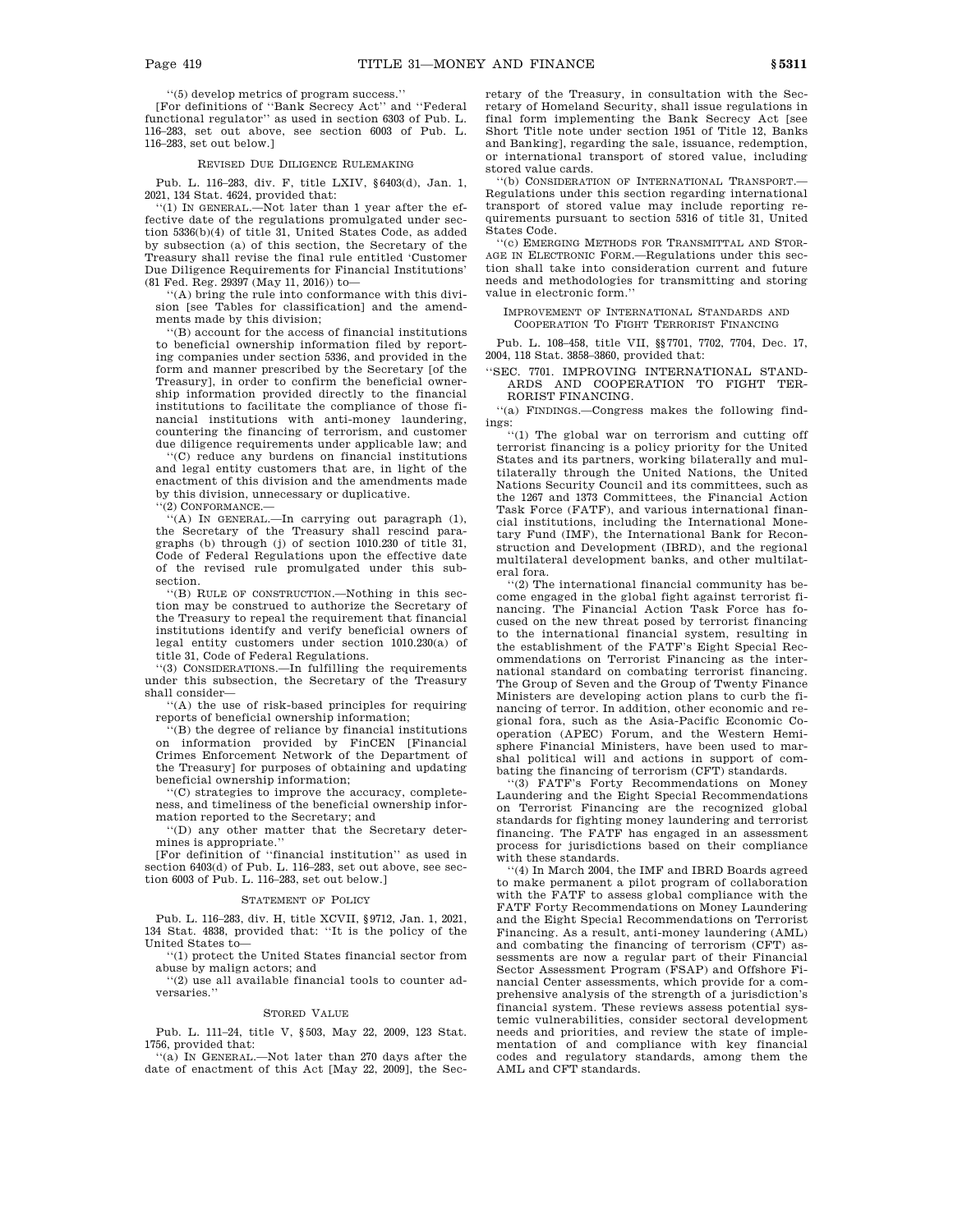''(5) develop metrics of program success.''

[For definitions of ''Bank Secrecy Act'' and ''Federal functional regulator'' as used in section 6303 of Pub. L. 116–283, set out above, see section 6003 of Pub. L. 116–283, set out below.]

### REVISED DUE DILIGENCE RULEMAKING

Pub. L. 116–283, div. F, title LXIV, §6403(d), Jan. 1, 2021, 134 Stat. 4624, provided that:

''(1) IN GENERAL.—Not later than 1 year after the effective date of the regulations promulgated under section 5336(b)(4) of title 31, United States Code, as added by subsection (a) of this section, the Secretary of the Treasury shall revise the final rule entitled 'Customer Due Diligence Requirements for Financial Institutions' (81 Fed. Reg. 29397 (May 11, 2016)) to—

''(A) bring the rule into conformance with this division [see Tables for classification] and the amendments made by this division;

''(B) account for the access of financial institutions to beneficial ownership information filed by reporting companies under section 5336, and provided in the form and manner prescribed by the Secretary [of the Treasury], in order to confirm the beneficial ownership information provided directly to the financial institutions to facilitate the compliance of those financial institutions with anti-money laundering, countering the financing of terrorism, and customer due diligence requirements under applicable law; and

''(C) reduce any burdens on financial institutions and legal entity customers that are, in light of the enactment of this division and the amendments made by this division, unnecessary or duplicative.

''(2) CONFORMANCE.—

''(A) IN GENERAL.—In carrying out paragraph (1), the Secretary of the Treasury shall rescind paragraphs (b) through (j) of section 1010.230 of title 31, Code of Federal Regulations upon the effective date of the revised rule promulgated under this subsection.

''(B) RULE OF CONSTRUCTION.—Nothing in this section may be construed to authorize the Secretary of the Treasury to repeal the requirement that financial institutions identify and verify beneficial owners of legal entity customers under section 1010.230(a) of title 31, Code of Federal Regulations.

''(3) CONSIDERATIONS.—In fulfilling the requirements under this subsection, the Secretary of the Treasury shall consider—

''(A) the use of risk-based principles for requiring reports of beneficial ownership information;

''(B) the degree of reliance by financial institutions on information provided by FinCEN [Financial Crimes Enforcement Network of the Department of the Treasury] for purposes of obtaining and updating beneficial ownership information;

''(C) strategies to improve the accuracy, completeness, and timeliness of the beneficial ownership information reported to the Secretary; and

''(D) any other matter that the Secretary determines is appropriate.''

[For definition of ''financial institution'' as used in section 6403(d) of Pub. L. 116–283, set out above, see section 6003 of Pub. L. 116–283, set out below.]

### STATEMENT OF POLICY

Pub. L. 116–283, div. H, title XCVII, §9712, Jan. 1, 2021, 134 Stat. 4838, provided that: ''It is the policy of the United States to—

''(1) protect the United States financial sector from abuse by malign actors; and

''(2) use all available financial tools to counter adversaries.''

### STORED VALUE

Pub. L. 111–24, title V, §503, May 22, 2009, 123 Stat. 1756, provided that:

''(a) IN GENERAL.—Not later than 270 days after the date of enactment of this Act [May 22, 2009], the Secretary of the Treasury, in consultation with the Secretary of Homeland Security, shall issue regulations in final form implementing the Bank Secrecy Act [see Short Title note under section 1951 of Title 12, Banks and Banking], regarding the sale, issuance, redemption, or international transport of stored value, including stored value cards.

''(b) CONSIDERATION OF INTERNATIONAL TRANSPORT.—Regulations under this section regarding international transport of stored value may include reporting requirements pursuant to section 5316 of title 31, United States Code.

''(c) EMERGING METHODS FOR TRANSMITTAL AND STORAGE IN ELECTRONIC FORM.—Regulations under this section shall take into consideration current and future needs and methodologies for transmitting and storing value in electronic form.''

### IMPROVEMENT OF INTERNATIONAL STANDARDS AND COOPERATION TO FIGHT TERRORIST FINANCING

Pub. L. 108–458, title VII, §§7701, 7702, 7704, Dec. 17, 2004, 118 Stat. 3858–3860, provided that:

''SEC. 7701. IMPROVING INTERNATIONAL STANDARDS AND COOPERATION TO FIGHT TERRORIST FINANCING.

''(a) FINDINGS.—Congress makes the following findings:

''(1) The global war on terrorism and cutting off terrorist financing is a policy priority for the United States and its partners, working bilaterally and multilaterally through the United Nations, the United Nations Security Council and its committees, such as the 1267 and 1373 Committees, the Financial Action Task Force (FATF), and various international financial institutions, including the International Monetary Fund (IMF), the International Bank for Reconstruction and Development (IBRD), and the regional multilateral development banks, and other multilateral fora.

''(2) The international financial community has become engaged in the global fight against terrorist financing. The Financial Action Task Force has focused on the new threat posed by terrorist financing to the international financial system, resulting in the establishment of the FATF's Eight Special Recommendations on Terrorist Financing as the international standard on combating terrorist financing. The Group of Seven and the Group of Twenty Finance Ministers are developing action plans to curb the financing of terror. In addition, other economic and regional fora, such as the Asia-Pacific Economic Cooperation (APEC) Forum, and the Western Hemisphere Financial Ministers, have been used to marshal political will and actions in support of combating the financing of terrorism (CFT) standards.

''(3) FATF's Forty Recommendations on Money Laundering and the Eight Special Recommendations on Terrorist Financing are the recognized global standards for fighting money laundering and terrorist financing. The FATF has engaged in an assessment process for jurisdictions based on their compliance with these standards.

''(4) In March 2004, the IMF and IBRD Boards agreed to make permanent a pilot program of collaboration with the FATF to assess global compliance with the FATF Forty Recommendations on Money Laundering and the Eight Special Recommendations on Terrorist Financing. As a result, anti-money laundering (AML) and combating the financing of terrorism (CFT) assessments are now a regular part of their Financial Sector Assessment Program (FSAP) and Offshore Financial Center assessments, which provide for a comprehensive analysis of the strength of a jurisdiction's financial system. These reviews assess potential systemic vulnerabilities, consider sectoral development needs and priorities, and review the state of implementation of and compliance with key financial codes and regulatory standards, among them the AML and CFT standards.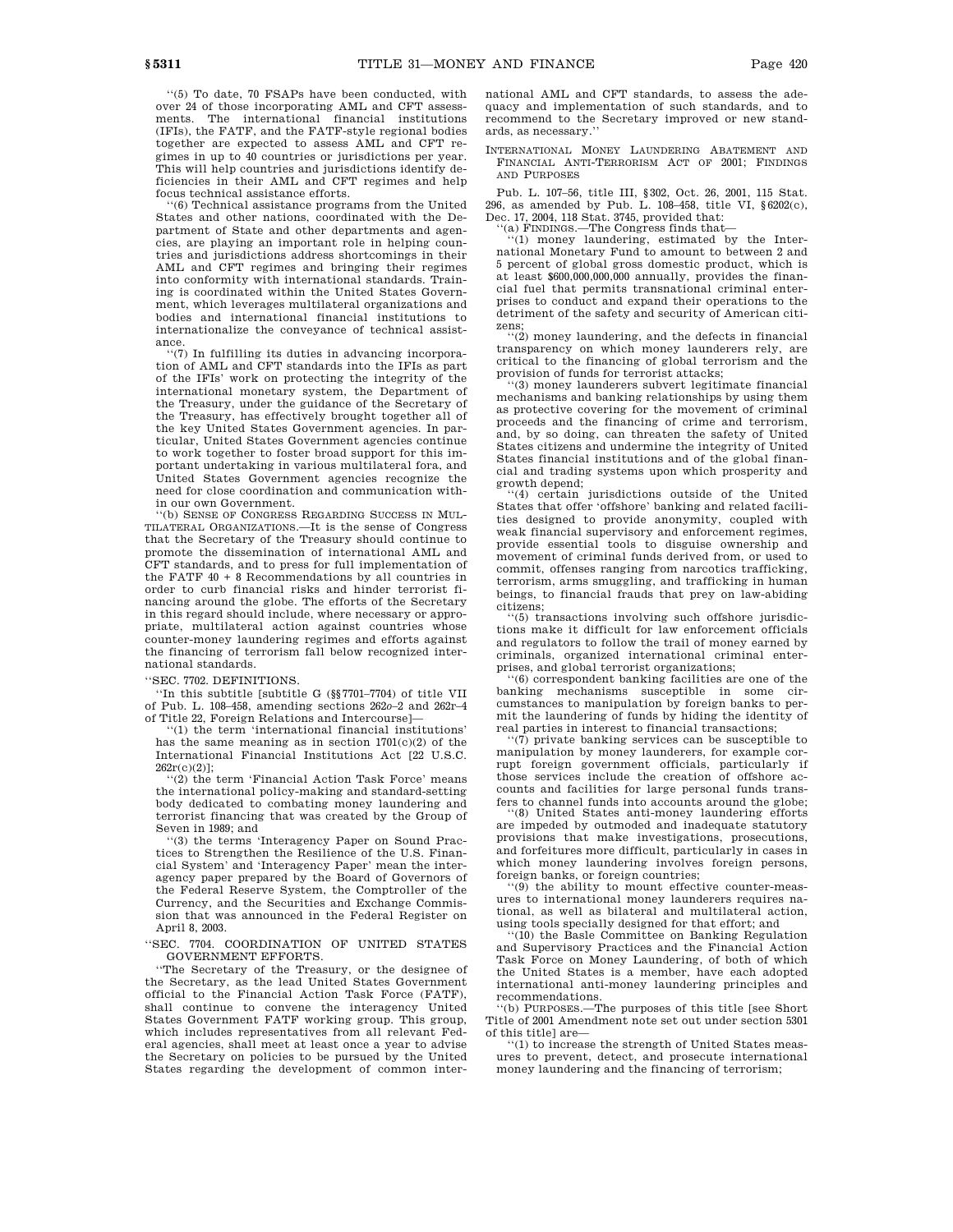"(5) To date, 70 FSAPs have been conducted, with over 24 of those incorporating AML and CFT assessments. The international financial institutions (IFIs), the FATF, and the FATF-style regional bodies together are expected to assess AML and CFT regimes in up to 40 countries or jurisdictions per year. This will help countries and jurisdictions identify deficiencies in their AML and CFT regimes and help focus technical assistance efforts.

"(6) Technical assistance programs from the United States and other nations, coordinated with the Department of State and other departments and agencies, are playing an important role in helping countries and jurisdictions address shortcomings in their AML and CFT regimes and bringing their regimes into conformity with international standards. Training is coordinated within the United States Government, which leverages multilateral organizations and bodies and international financial institutions to internationalize the conveyance of technical assistance.

"(7) In fulfilling its duties in advancing incorporation of AML and CFT standards into the IFIs as part of the IFIs' work on protecting the integrity of the international monetary system, the Department of the Treasury, under the guidance of the Secretary of the Treasury, has effectively brought together all of the key United States Government agencies. In particular, United States Government agencies continue to work together to foster broad support for this important undertaking in various multilateral fora, and United States Government agencies recognize the need for close coordination and communication within our own Government.

"(b) SENSE OF CONGRESS REGARDING SUCCESS IN MULTILATERAL ORGANIZATIONS.—It is the sense of Congress that the Secretary of the Treasury should continue to promote the dissemination of international AML and CFT standards, and to press for full implementation of the FATF 40 + 8 Recommendations by all countries in order to curb financial risks and hinder terrorist financing around the globe. The efforts of the Secretary in this regard should include, where necessary or appropriate, multilateral action against countries whose counter-money laundering regimes and efforts against the financing of terrorism fall below recognized international standards.

"SEC. 7702. DEFINITIONS.

"In this subtitle [subtitle G (§§7701–7704) of title VII of Pub. L. 108–458, amending sections 262o–2 and 262r–4 of Title 22, Foreign Relations and Intercourse]—

"(1) the term 'international financial institutions' has the same meaning as in section 1701(c)(2) of the International Financial Institutions Act [22 U.S.C. 262r(c)(2)];

"(2) the term 'Financial Action Task Force' means the international policy-making and standard-setting body dedicated to combating money laundering and terrorist financing that was created by the Group of Seven in 1989; and

"(3) the terms 'Interagency Paper on Sound Practices to Strengthen the Resilience of the U.S. Financial System' and 'Interagency Paper' mean the interagency paper prepared by the Board of Governors of the Federal Reserve System, the Comptroller of the Currency, and the Securities and Exchange Commission that was announced in the Federal Register on April 8, 2003.

"SEC. 7704. COORDINATION OF UNITED STATES GOVERNMENT EFFORTS.

"The Secretary of the Treasury, or the designee of the Secretary, as the lead United States Government official to the Financial Action Task Force (FATF), shall continue to convene the interagency United States Government FATF working group. This group, which includes representatives from all relevant Federal agencies, shall meet at least once a year to advise the Secretary on policies to be pursued by the United States regarding the development of common international AML and CFT standards, to assess the adequacy and implementation of such standards, and to recommend to the Secretary improved or new standards, as necessary."

INTERNATIONAL MONEY LAUNDERING ABATEMENT AND FINANCIAL ANTI-TERRORISM ACT OF 2001; FINDINGS AND PURPOSES

Pub. L. 107–56, title III, §302, Oct. 26, 2001, 115 Stat. 296, as amended by Pub. L. 108–458, title VI, §6202(c), Dec. 17, 2004, 118 Stat. 3745, provided that:

"(a) FINDINGS.—The Congress finds that—

"(1) money laundering, estimated by the International Monetary Fund to amount to between 2 and 5 percent of global gross domestic product, which is at least $600,000,000,000 annually, provides the financial fuel that permits transnational criminal enterprises to conduct and expand their operations to the detriment of the safety and security of American citizens;

"(2) money laundering, and the defects in financial transparency on which money launderers rely, are critical to the financing of global terrorism and the provision of funds for terrorist attacks;

"(3) money launderers subvert legitimate financial mechanisms and banking relationships by using them as protective covering for the movement of criminal proceeds and the financing of crime and terrorism, and, by so doing, can threaten the safety of United States citizens and undermine the integrity of United States financial institutions and of the global financial and trading systems upon which prosperity and growth depend;

"(4) certain jurisdictions outside of the United States that offer 'offshore' banking and related facilities designed to provide anonymity, coupled with weak financial supervisory and enforcement regimes, provide essential tools to disguise ownership and movement of criminal funds derived from, or used to commit, offenses ranging from narcotics trafficking, terrorism, arms smuggling, and trafficking in human beings, to financial frauds that prey on law-abiding citizens;

"(5) transactions involving such offshore jurisdictions make it difficult for law enforcement officials and regulators to follow the trail of money earned by criminals, organized international criminal enterprises, and global terrorist organizations;

"(6) correspondent banking facilities are one of the banking mechanisms susceptible in some circumstances to manipulation by foreign banks to permit the laundering of funds by hiding the identity of real parties in interest to financial transactions;

"(7) private banking services can be susceptible to manipulation by money launderers, for example corrupt foreign government officials, particularly if those services include the creation of offshore accounts and facilities for large personal funds transfers to channel funds into accounts around the globe;

"(8) United States anti-money laundering efforts are impeded by outmoded and inadequate statutory provisions that make investigations, prosecutions, and forfeitures more difficult, particularly in cases in which money laundering involves foreign persons, foreign banks, or foreign countries;

"(9) the ability to mount effective counter-measures to international money launderers requires national, as well as bilateral and multilateral action, using tools specially designed for that effort; and

"(10) the Basle Committee on Banking Regulation and Supervisory Practices and the Financial Action Task Force on Money Laundering, of both of which the United States is a member, have each adopted international anti-money laundering principles and recommendations.

"(b) PURPOSES.—The purposes of this title [see Short Title of 2001 Amendment note set out under section 5301 of this title] are—

"(1) to increase the strength of United States measures to prevent, detect, and prosecute international money laundering and the financing of terrorism;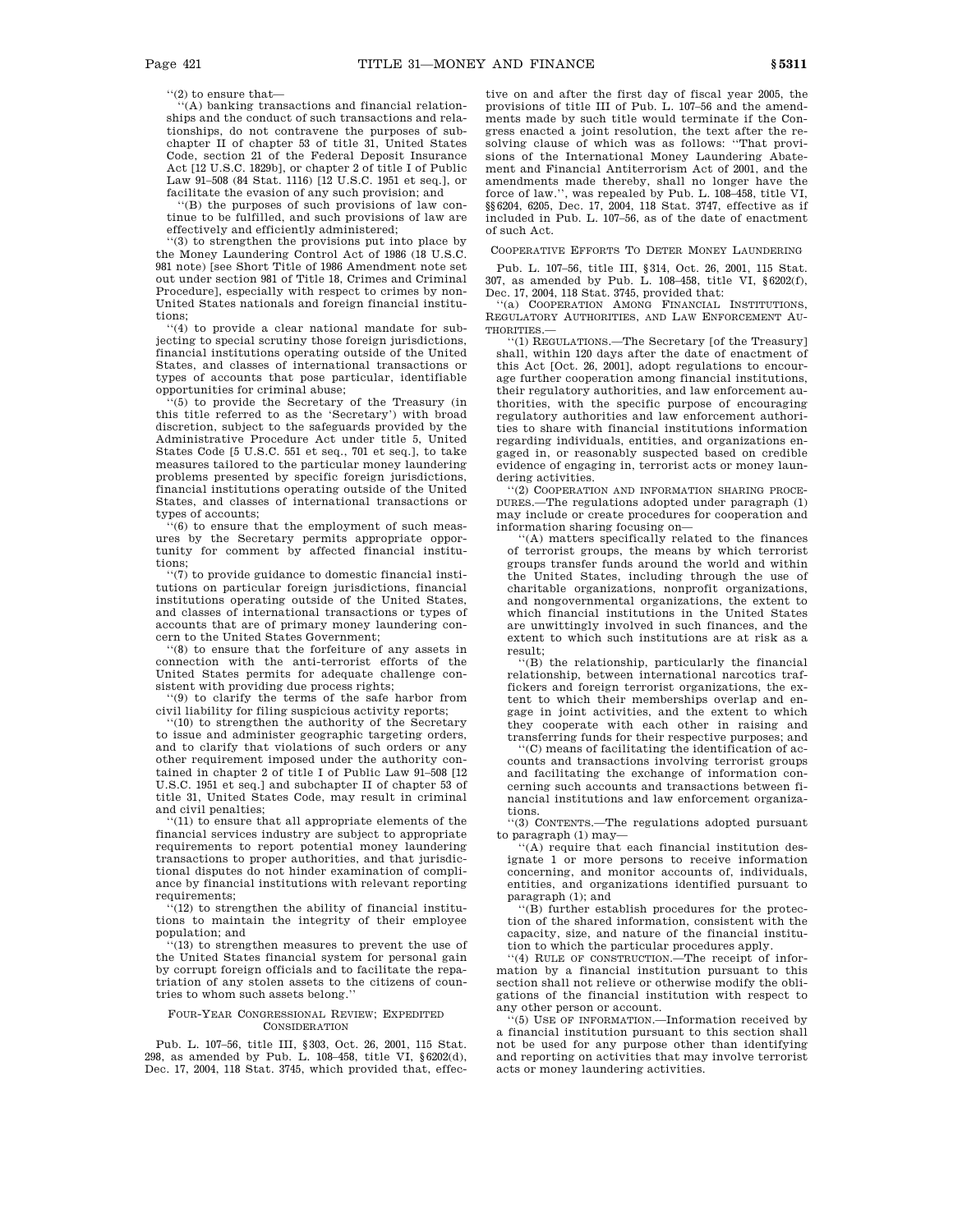''(2) to ensure that—

''(A) banking transactions and financial relationships and the conduct of such transactions and relationships, do not contravene the purposes of subchapter II of chapter 53 of title 31, United States Code, section 21 of the Federal Deposit Insurance Act [12 U.S.C. 1829b], or chapter 2 of title I of Public Law 91–508 (84 Stat. 1116) [12 U.S.C. 1951 et seq.], or facilitate the evasion of any such provision; and

''(B) the purposes of such provisions of law continue to be fulfilled, and such provisions of law are effectively and efficiently administered;

''(3) to strengthen the provisions put into place by the Money Laundering Control Act of 1986 (18 U.S.C. 981 note) [see Short Title of 1986 Amendment note set out under section 981 of Title 18, Crimes and Criminal Procedure], especially with respect to crimes by non-United States nationals and foreign financial institutions;

''(4) to provide a clear national mandate for subjecting to special scrutiny those foreign jurisdictions, financial institutions operating outside of the United States, and classes of international transactions or types of accounts that pose particular, identifiable opportunities for criminal abuse;

''(5) to provide the Secretary of the Treasury (in this title referred to as the 'Secretary') with broad discretion, subject to the safeguards provided by the Administrative Procedure Act under title 5, United States Code [5 U.S.C. 551 et seq., 701 et seq.], to take measures tailored to the particular money laundering problems presented by specific foreign jurisdictions, financial institutions operating outside of the United States, and classes of international transactions or types of accounts;

''(6) to ensure that the employment of such measures by the Secretary permits appropriate opportunity for comment by affected financial institutions;

''(7) to provide guidance to domestic financial institutions on particular foreign jurisdictions, financial institutions operating outside of the United States, and classes of international transactions or types of accounts that are of primary money laundering concern to the United States Government;

''(8) to ensure that the forfeiture of any assets in connection with the anti-terrorist efforts of the United States permits for adequate challenge consistent with providing due process rights;

''(9) to clarify the terms of the safe harbor from civil liability for filing suspicious activity reports;

''(10) to strengthen the authority of the Secretary to issue and administer geographic targeting orders, and to clarify that violations of such orders or any other requirement imposed under the authority contained in chapter 2 of title I of Public Law 91–508 [12 U.S.C. 1951 et seq.] and subchapter II of chapter 53 of title 31, United States Code, may result in criminal and civil penalties;

''(11) to ensure that all appropriate elements of the financial services industry are subject to appropriate requirements to report potential money laundering transactions to proper authorities, and that jurisdictional disputes do not hinder examination of compliance by financial institutions with relevant reporting requirements;

''(12) to strengthen the ability of financial institutions to maintain the integrity of their employee population; and

''(13) to strengthen measures to prevent the use of the United States financial system for personal gain by corrupt foreign officials and to facilitate the repatriation of any stolen assets to the citizens of countries to whom such assets belong.''

FOUR-YEAR CONGRESSIONAL REVIEW; EXPEDITED CONSIDERATION

Pub. L. 107–56, title III, §303, Oct. 26, 2001, 115 Stat. 298, as amended by Pub. L. 108–458, title VI, §6202(d), Dec. 17, 2004, 118 Stat. 3745, which provided that, effective on and after the first day of fiscal year 2005, the provisions of title III of Pub. L. 107–56 and the amendments made by such title would terminate if the Congress enacted a joint resolution, the text after the resolving clause of which was as follows: ''That provisions of the International Money Laundering Abatement and Financial Antiterrorism Act of 2001, and the amendments made thereby, shall no longer have the force of law.'', was repealed by Pub. L. 108–458, title VI, §§6204, 6205, Dec. 17, 2004, 118 Stat. 3747, effective as if included in Pub. L. 107–56, as of the date of enactment of such Act.

COOPERATIVE EFFORTS TO DETER MONEY LAUNDERING

Pub. L. 107–56, title III, §314, Oct. 26, 2001, 115 Stat. 307, as amended by Pub. L. 108–458, title VI, §6202(f), Dec. 17, 2004, 118 Stat. 3745, provided that:

''(a) COOPERATION AMONG FINANCIAL INSTITUTIONS, REGULATORY AUTHORITIES, AND LAW ENFORCEMENT AUTHORITIES.—

''(1) REGULATIONS.—The Secretary [of the Treasury] shall, within 120 days after the date of enactment of this Act [Oct. 26, 2001], adopt regulations to encourage further cooperation among financial institutions, their regulatory authorities, and law enforcement authorities, with the specific purpose of encouraging regulatory authorities and law enforcement authorities to share with financial institutions information regarding individuals, entities, and organizations engaged in, or reasonably suspected based on credible evidence of engaging in, terrorist acts or money laundering activities.

''(2) COOPERATION AND INFORMATION SHARING PROCEDURES.—The regulations adopted under paragraph (1) may include or create procedures for cooperation and information sharing focusing on—

''(A) matters specifically related to the finances of terrorist groups, the means by which terrorist groups transfer funds around the world and within the United States, including through the use of charitable organizations, nonprofit organizations, and nongovernmental organizations, the extent to which financial institutions in the United States are unwittingly involved in such finances, and the extent to which such institutions are at risk as a result;

''(B) the relationship, particularly the financial relationship, between international narcotics traffickers and foreign terrorist organizations, the extent to which their memberships overlap and engage in joint activities, and the extent to which they cooperate with each other in raising and transferring funds for their respective purposes; and

''(C) means of facilitating the identification of accounts and transactions involving terrorist groups and facilitating the exchange of information concerning such accounts and transactions between financial institutions and law enforcement organizations.

''(3) CONTENTS.—The regulations adopted pursuant to paragraph (1) may—

''(A) require that each financial institution designate 1 or more persons to receive information concerning, and monitor accounts of, individuals, entities, and organizations identified pursuant to paragraph (1); and

''(B) further establish procedures for the protection of the shared information, consistent with the capacity, size, and nature of the financial institution to which the particular procedures apply.

''(4) RULE OF CONSTRUCTION.—The receipt of information by a financial institution pursuant to this section shall not relieve or otherwise modify the obligations of the financial institution with respect to any other person or account.

''(5) USE OF INFORMATION.—Information received by a financial institution pursuant to this section shall not be used for any purpose other than identifying and reporting on activities that may involve terrorist acts or money laundering activities.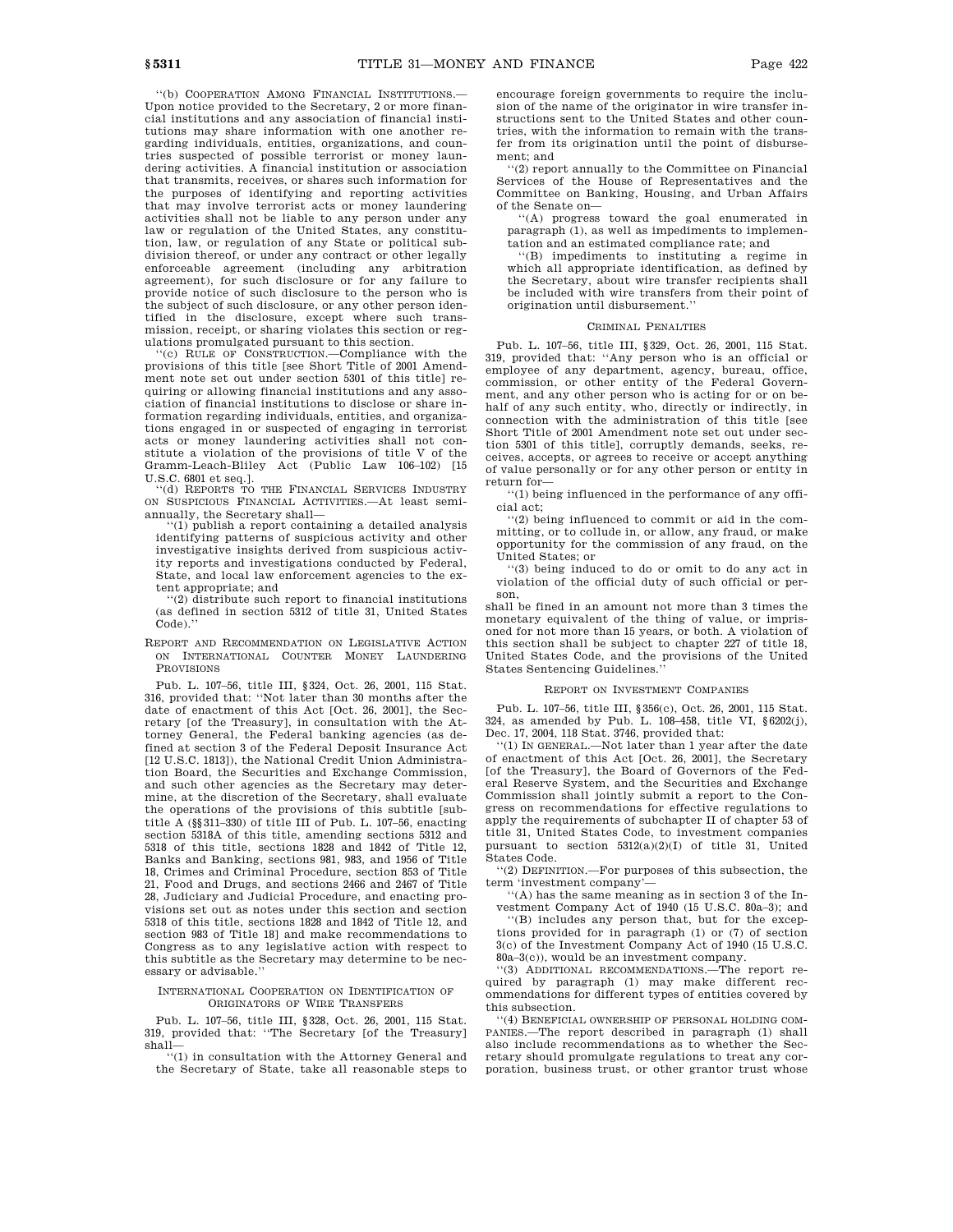''(b) COOPERATION AMONG FINANCIAL INSTITUTIONS.—Upon notice provided to the Secretary, 2 or more financial institutions and any association of financial institutions may share information with one another regarding individuals, entities, organizations, and countries suspected of possible terrorist or money laundering activities. A financial institution or association that transmits, receives, or shares such information for the purposes of identifying and reporting activities that may involve terrorist acts or money laundering activities shall not be liable to any person under any law or regulation of the United States, any constitution, law, or regulation of any State or political subdivision thereof, or under any contract or other legally enforceable agreement (including any arbitration agreement), for such disclosure or for any failure to provide notice of such disclosure to the person who is the subject of such disclosure, or any other person identified in the disclosure, except where such transmission, receipt, or sharing violates this section or regulations promulgated pursuant to this section.

''(c) RULE OF CONSTRUCTION.—Compliance with the provisions of this title [see Short Title of 2001 Amendment note set out under section 5301 of this title] requiring or allowing financial institutions and any association of financial institutions to disclose or share information regarding individuals, entities, and organizations engaged in or suspected of engaging in terrorist acts or money laundering activities shall not constitute a violation of the provisions of title V of the Gramm-Leach-Bliley Act (Public Law 106–102) [15 U.S.C. 6801 et seq.].

''(d) REPORTS TO THE FINANCIAL SERVICES INDUSTRY ON SUSPICIOUS FINANCIAL ACTIVITIES.—At least semiannually, the Secretary shall—

''(1) publish a report containing a detailed analysis identifying patterns of suspicious activity and other investigative insights derived from suspicious activity reports and investigations conducted by Federal, State, and local law enforcement agencies to the extent appropriate; and

''(2) distribute such report to financial institutions (as defined in section 5312 of title 31, United States Code).''

### REPORT AND RECOMMENDATION ON LEGISLATIVE ACTION ON INTERNATIONAL COUNTER MONEY LAUNDERING PROVISIONS

Pub. L. 107–56, title III, §324, Oct. 26, 2001, 115 Stat. 316, provided that: ''Not later than 30 months after the date of enactment of this Act [Oct. 26, 2001], the Secretary [of the Treasury], in consultation with the Attorney General, the Federal banking agencies (as defined at section 3 of the Federal Deposit Insurance Act [12 U.S.C. 1813]), the National Credit Union Administration Board, the Securities and Exchange Commission, and such other agencies as the Secretary may determine, at the discretion of the Secretary, shall evaluate the operations of the provisions of this subtitle [subtitle A (§§311–330) of title III of Pub. L. 107–56, enacting section 5318A of this title, amending sections 5312 and 5318 of this title, sections 1828 and 1842 of Title 12, Banks and Banking, sections 981, 983, and 1956 of Title 18, Crimes and Criminal Procedure, section 853 of Title 21, Food and Drugs, and sections 2466 and 2467 of Title 28, Judiciary and Judicial Procedure, and enacting provisions set out as notes under this section and section 5318 of this title, sections 1828 and 1842 of Title 12, and section 983 of Title 18] and make recommendations to Congress as to any legislative action with respect to this subtitle as the Secretary may determine to be necessary or advisable.''

### INTERNATIONAL COOPERATION ON IDENTIFICATION OF ORIGINATORS OF WIRE TRANSFERS

Pub. L. 107–56, title III, §328, Oct. 26, 2001, 115 Stat. 319, provided that: ''The Secretary [of the Treasury] shall—

''(1) in consultation with the Attorney General and the Secretary of State, take all reasonable steps to encourage foreign governments to require the inclusion of the name of the originator in wire transfer instructions sent to the United States and other countries, with the information to remain with the transfer from its origination until the point of disbursement; and

''(2) report annually to the Committee on Financial Services of the House of Representatives and the Committee on Banking, Housing, and Urban Affairs of the Senate on—

''(A) progress toward the goal enumerated in paragraph (1), as well as impediments to implementation and an estimated compliance rate; and

''(B) impediments to instituting a regime in which all appropriate identification, as defined by the Secretary, about wire transfer recipients shall be included with wire transfers from their point of origination until disbursement.''

### CRIMINAL PENALTIES

Pub. L. 107–56, title III, §329, Oct. 26, 2001, 115 Stat. 319, provided that: ''Any person who is an official or employee of any department, agency, bureau, office, commission, or other entity of the Federal Government, and any other person who is acting for or on behalf of any such entity, who, directly or indirectly, in connection with the administration of this title [see Short Title of 2001 Amendment note set out under section 5301 of this title], corruptly demands, seeks, receives, accepts, or agrees to receive or accept anything of value personally or for any other person or entity in return for—

''(1) being influenced in the performance of any official act;

''(2) being influenced to commit or aid in the committing, or to collude in, or allow, any fraud, or make opportunity for the commission of any fraud, on the United States; or

''(3) being induced to do or omit to do any act in violation of the official duty of such official or person,

shall be fined in an amount not more than 3 times the monetary equivalent of the thing of value, or imprisoned for not more than 15 years, or both. A violation of this section shall be subject to chapter 227 of title 18, United States Code, and the provisions of the United States Sentencing Guidelines.''

### REPORT ON INVESTMENT COMPANIES

Pub. L. 107–56, title III, §356(c), Oct. 26, 2001, 115 Stat. 324, as amended by Pub. L. 108–458, title VI, §6202(j), Dec. 17, 2004, 118 Stat. 3746, provided that:

''(1) IN GENERAL.—Not later than 1 year after the date of enactment of this Act [Oct. 26, 2001], the Secretary [of the Treasury], the Board of Governors of the Federal Reserve System, and the Securities and Exchange Commission shall jointly submit a report to the Congress on recommendations for effective regulations to apply the requirements of subchapter II of chapter 53 of title 31, United States Code, to investment companies pursuant to section 5312(a)(2)(I) of title 31, United States Code.

''(2) DEFINITION.—For purposes of this subsection, the term 'investment company'—

''(A) has the same meaning as in section 3 of the Investment Company Act of 1940 (15 U.S.C. 80a–3); and

''(B) includes any person that, but for the exceptions provided for in paragraph (1) or (7) of section 3(c) of the Investment Company Act of 1940 (15 U.S.C. 80a–3(c)), would be an investment company.

''(3) ADDITIONAL RECOMMENDATIONS.—The report required by paragraph (1) may make different recommendations for different types of entities covered by this subsection.

''(4) BENEFICIAL OWNERSHIP OF PERSONAL HOLDING COMPANIES.—The report described in paragraph (1) shall also include recommendations as to whether the Secretary should promulgate regulations to treat any corporation, business trust, or other grantor trust whose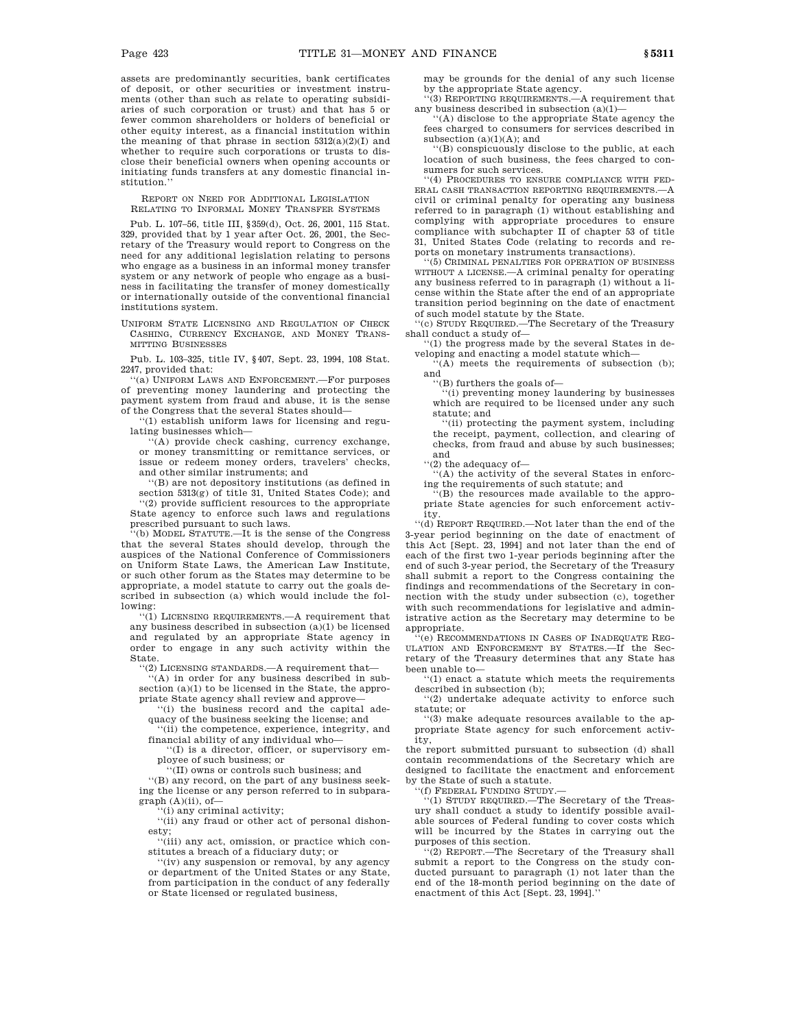assets are predominantly securities, bank certificates of deposit, or other securities or investment instruments (other than such as relate to operating subsidiaries of such corporation or trust) and that has 5 or fewer common shareholders or holders of beneficial or other equity interest, as a financial institution within the meaning of that phrase in section 5312(a)(2)(I) and whether to require such corporations or trusts to disclose their beneficial owners when opening accounts or initiating funds transfers at any domestic financial institution.''

### REPORT ON NEED FOR ADDITIONAL LEGISLATION RELATING TO INFORMAL MONEY TRANSFER SYSTEMS

Pub. L. 107–56, title III, §359(d), Oct. 26, 2001, 115 Stat. 329, provided that by 1 year after Oct. 26, 2001, the Secretary of the Treasury would report to Congress on the need for any additional legislation relating to persons who engage as a business in an informal money transfer system or any network of people who engage as a business in facilitating the transfer of money domestically or internationally outside of the conventional financial institutions system.

### UNIFORM STATE LICENSING AND REGULATION OF CHECK CASHING, CURRENCY EXCHANGE, AND MONEY TRANSMITTING BUSINESSES

Pub. L. 103–325, title IV, §407, Sept. 23, 1994, 108 Stat. 2247, provided that:

''(a) UNIFORM LAWS AND ENFORCEMENT.—For purposes of preventing money laundering and protecting the payment system from fraud and abuse, it is the sense of the Congress that the several States should—

''(1) establish uniform laws for licensing and regulating businesses which—

''(A) provide check cashing, currency exchange, or money transmitting or remittance services, or issue or redeem money orders, travelers' checks, and other similar instruments; and

''(B) are not depository institutions (as defined in section 5313(g) of title 31, United States Code); and

''(2) provide sufficient resources to the appropriate State agency to enforce such laws and regulations prescribed pursuant to such laws.

''(b) MODEL STATUTE.—It is the sense of the Congress that the several States should develop, through the auspices of the National Conference of Commissioners on Uniform State Laws, the American Law Institute, or such other forum as the States may determine to be appropriate, a model statute to carry out the goals described in subsection (a) which would include the following:

''(1) LICENSING REQUIREMENTS.—A requirement that any business described in subsection (a)(1) be licensed and regulated by an appropriate State agency in order to engage in any such activity within the State.

''(2) LICENSING STANDARDS.—A requirement that—

''(A) in order for any business described in subsection (a)(1) to be licensed in the State, the appropriate State agency shall review and approve—

''(i) the business record and the capital adequacy of the business seeking the license; and

''(ii) the competence, experience, integrity, and financial ability of any individual who—

''(I) is a director, officer, or supervisory employee of such business; or

''(II) owns or controls such business; and

''(B) any record, on the part of any business seeking the license or any person referred to in subparagraph (A)(ii), of—

''(i) any criminal activity;

''(ii) any fraud or other act of personal dishonesty;

''(iii) any act, omission, or practice which constitutes a breach of a fiduciary duty; or

''(iv) any suspension or removal, by any agency or department of the United States or any State, from participation in the conduct of any federally or State licensed or regulated business,

may be grounds for the denial of any such license by the appropriate State agency.

''(3) REPORTING REQUIREMENTS.—A requirement that any business described in subsection (a)(1)—

''(A) disclose to the appropriate State agency the fees charged to consumers for services described in subsection (a)(1)(A); and

''(B) conspicuously disclose to the public, at each location of such business, the fees charged to consumers for such services.

''(4) PROCEDURES TO ENSURE COMPLIANCE WITH FEDERAL CASH TRANSACTION REPORTING REQUIREMENTS.—A civil or criminal penalty for operating any business referred to in paragraph (1) without establishing and complying with appropriate procedures to ensure compliance with subchapter II of chapter 53 of title 31, United States Code (relating to records and reports on monetary instruments transactions).

''(5) CRIMINAL PENALTIES FOR OPERATION OF BUSINESS WITHOUT A LICENSE.—A criminal penalty for operating any business referred to in paragraph (1) without a license within the State after the end of an appropriate transition period beginning on the date of enactment of such model statute by the State.

''(c) STUDY REQUIRED.—The Secretary of the Treasury shall conduct a study of—

''(1) the progress made by the several States in developing and enacting a model statute which—

''(A) meets the requirements of subsection (b); and

''(B) furthers the goals of—

''(i) preventing money laundering by businesses which are required to be licensed under any such statute; and

''(ii) protecting the payment system, including the receipt, payment, collection, and clearing of checks, from fraud and abuse by such businesses; and

''(2) the adequacy of—

''(A) the activity of the several States in enforcing the requirements of such statute; and

''(B) the resources made available to the appropriate State agencies for such enforcement activity.

''(d) REPORT REQUIRED.—Not later than the end of the 3-year period beginning on the date of enactment of this Act [Sept. 23, 1994] and not later than the end of each of the first two 1-year periods beginning after the end of such 3-year period, the Secretary of the Treasury shall submit a report to the Congress containing the findings and recommendations of the Secretary in connection with the study under subsection (c), together with such recommendations for legislative and administrative action as the Secretary may determine to be appropriate.

''(e) RECOMMENDATIONS IN CASES OF INADEQUATE REGULATION AND ENFORCEMENT BY STATES.—If the Secretary of the Treasury determines that any State has been unable to—

''(1) enact a statute which meets the requirements described in subsection (b);

''(2) undertake adequate activity to enforce such statute; or

''(3) make adequate resources available to the appropriate State agency for such enforcement activity,

the report submitted pursuant to subsection (d) shall contain recommendations of the Secretary which are designed to facilitate the enactment and enforcement by the State of such a statute.

''(f) FEDERAL FUNDING STUDY.—

''(1) STUDY REQUIRED.—The Secretary of the Treasury shall conduct a study to identify possible available sources of Federal funding to cover costs which will be incurred by the States in carrying out the purposes of this section.

''(2) REPORT.—The Secretary of the Treasury shall submit a report to the Congress on the study conducted pursuant to paragraph (1) not later than the end of the 18-month period beginning on the date of enactment of this Act [Sept. 23, 1994].''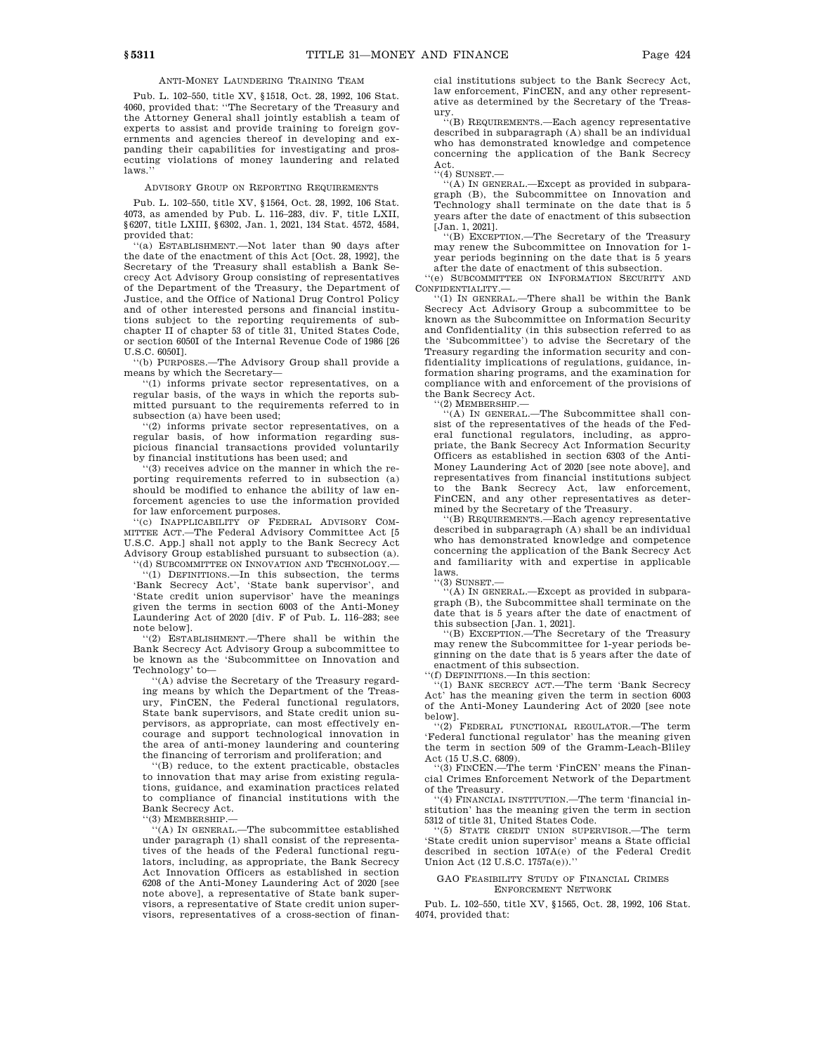ANTI-MONEY LAUNDERING TRAINING TEAM

Pub. L. 102–550, title XV, §1518, Oct. 28, 1992, 106 Stat. 4060, provided that: ''The Secretary of the Treasury and the Attorney General shall jointly establish a team of experts to assist and provide training to foreign governments and agencies thereof in developing and expanding their capabilities for investigating and prosecuting violations of money laundering and related laws.''

ADVISORY GROUP ON REPORTING REQUIREMENTS

Pub. L. 102–550, title XV, §1564, Oct. 28, 1992, 106 Stat. 4073, as amended by Pub. L. 116–283, div. F, title LXII, §6207, title LXIII, §6302, Jan. 1, 2021, 134 Stat. 4572, 4584, provided that:

''(a) ESTABLISHMENT.—Not later than 90 days after the date of the enactment of this Act [Oct. 28, 1992], the Secretary of the Treasury shall establish a Bank Secrecy Act Advisory Group consisting of representatives of the Department of the Treasury, the Department of Justice, and the Office of National Drug Control Policy and of other interested persons and financial institutions subject to the reporting requirements of subchapter II of chapter 53 of title 31, United States Code, or section 6050I of the Internal Revenue Code of 1986 [26 U.S.C. 6050I].

''(b) PURPOSES.—The Advisory Group shall provide a means by which the Secretary—

''(1) informs private sector representatives, on a regular basis, of the ways in which the reports submitted pursuant to the requirements referred to in subsection (a) have been used;

''(2) informs private sector representatives, on a regular basis, of how information regarding suspicious financial transactions provided voluntarily by financial institutions has been used; and

''(3) receives advice on the manner in which the reporting requirements referred to in subsection (a) should be modified to enhance the ability of law enforcement agencies to use the information provided for law enforcement purposes.

''(c) INAPPLICABILITY OF FEDERAL ADVISORY COMMITTEE ACT.—The Federal Advisory Committee Act [5 U.S.C. App.] shall not apply to the Bank Secrecy Act Advisory Group established pursuant to subsection (a).

''(d) SUBCOMMITTEE ON INNOVATION AND TECHNOLOGY.—

''(1) DEFINITIONS.—In this subsection, the terms 'Bank Secrecy Act', 'State bank supervisor', and 'State credit union supervisor' have the meanings given the terms in section 6003 of the Anti-Money Laundering Act of 2020 [div. F of Pub. L. 116–283; see note below].

''(2) ESTABLISHMENT.—There shall be within the Bank Secrecy Act Advisory Group a subcommittee to be known as the 'Subcommittee on Innovation and Technology' to—

''(A) advise the Secretary of the Treasury regarding means by which the Department of the Treasury, FinCEN, the Federal functional regulators, State bank supervisors, and State credit union supervisors, as appropriate, can most effectively encourage and support technological innovation in the area of anti-money laundering and countering the financing of terrorism and proliferation; and

''(B) reduce, to the extent practicable, obstacles to innovation that may arise from existing regulations, guidance, and examination practices related to compliance of financial institutions with the Bank Secrecy Act.

''(3) MEMBERSHIP.—

''(A) IN GENERAL.—The subcommittee established under paragraph (1) shall consist of the representatives of the heads of the Federal functional regulators, including, as appropriate, the Bank Secrecy Act Innovation Officers as established in section 6208 of the Anti-Money Laundering Act of 2020 [see note above], a representative of State bank supervisors, a representative of State credit union supervisors, representatives of a cross-section of financial institutions subject to the Bank Secrecy Act, law enforcement, FinCEN, and any other representative as determined by the Secretary of the Treasury.

''(B) REQUIREMENTS.—Each agency representative described in subparagraph (A) shall be an individual who has demonstrated knowledge and competence concerning the application of the Bank Secrecy Act.

''(4) SUNSET.—

''(A) IN GENERAL.—Except as provided in subparagraph (B), the Subcommittee on Innovation and Technology shall terminate on the date that is 5 years after the date of enactment of this subsection [Jan. 1, 2021].

''(B) EXCEPTION.—The Secretary of the Treasury may renew the Subcommittee on Innovation for 1-year periods beginning on the date that is 5 years after the date of enactment of this subsection.

''(e) SUBCOMMITTEE ON INFORMATION SECURITY AND CONFIDENTIALITY.—

''(1) IN GENERAL.—There shall be within the Bank Secrecy Act Advisory Group a subcommittee to be known as the Subcommittee on Information Security and Confidentiality (in this subsection referred to as the 'Subcommittee') to advise the Secretary of the Treasury regarding the information security and confidentiality implications of regulations, guidance, information sharing programs, and the examination for compliance with and enforcement of the provisions of the Bank Secrecy Act.

''(2) MEMBERSHIP.—

''(A) IN GENERAL.—The Subcommittee shall consist of the representatives of the heads of the Federal functional regulators, including, as appropriate, the Bank Secrecy Act Information Security Officers as established in section 6303 of the Anti-Money Laundering Act of 2020 [see note above], and representatives from financial institutions subject to the Bank Secrecy Act, law enforcement, FinCEN, and any other representatives as determined by the Secretary of the Treasury.

''(B) REQUIREMENTS.—Each agency representative described in subparagraph (A) shall be an individual who has demonstrated knowledge and competence concerning the application of the Bank Secrecy Act and familiarity with and expertise in applicable laws.

''(3) SUNSET.—

''(A) IN GENERAL.—Except as provided in subparagraph (B), the Subcommittee shall terminate on the date that is 5 years after the date of enactment of this subsection [Jan. 1, 2021].

''(B) EXCEPTION.—The Secretary of the Treasury may renew the Subcommittee for 1-year periods beginning on the date that is 5 years after the date of enactment of this subsection.

''(f) DEFINITIONS.—In this section:

''(1) BANK SECRECY ACT.—The term 'Bank Secrecy Act' has the meaning given the term in section 6003 of the Anti-Money Laundering Act of 2020 [see note below].

''(2) FEDERAL FUNCTIONAL REGULATOR.—The term 'Federal functional regulator' has the meaning given the term in section 509 of the Gramm-Leach-Bliley Act (15 U.S.C. 6809).

''(3) FINCEN.—The term 'FinCEN' means the Financial Crimes Enforcement Network of the Department of the Treasury.

''(4) FINANCIAL INSTITUTION.—The term 'financial institution' has the meaning given the term in section 5312 of title 31, United States Code.

''(5) STATE CREDIT UNION SUPERVISOR.—The term 'State credit union supervisor' means a State official described in section 107A(e) of the Federal Credit Union Act (12 U.S.C. 1757a(e)).''

GAO FEASIBILITY STUDY OF FINANCIAL CRIMES ENFORCEMENT NETWORK

Pub. L. 102–550, title XV, §1565, Oct. 28, 1992, 106 Stat. 4074, provided that: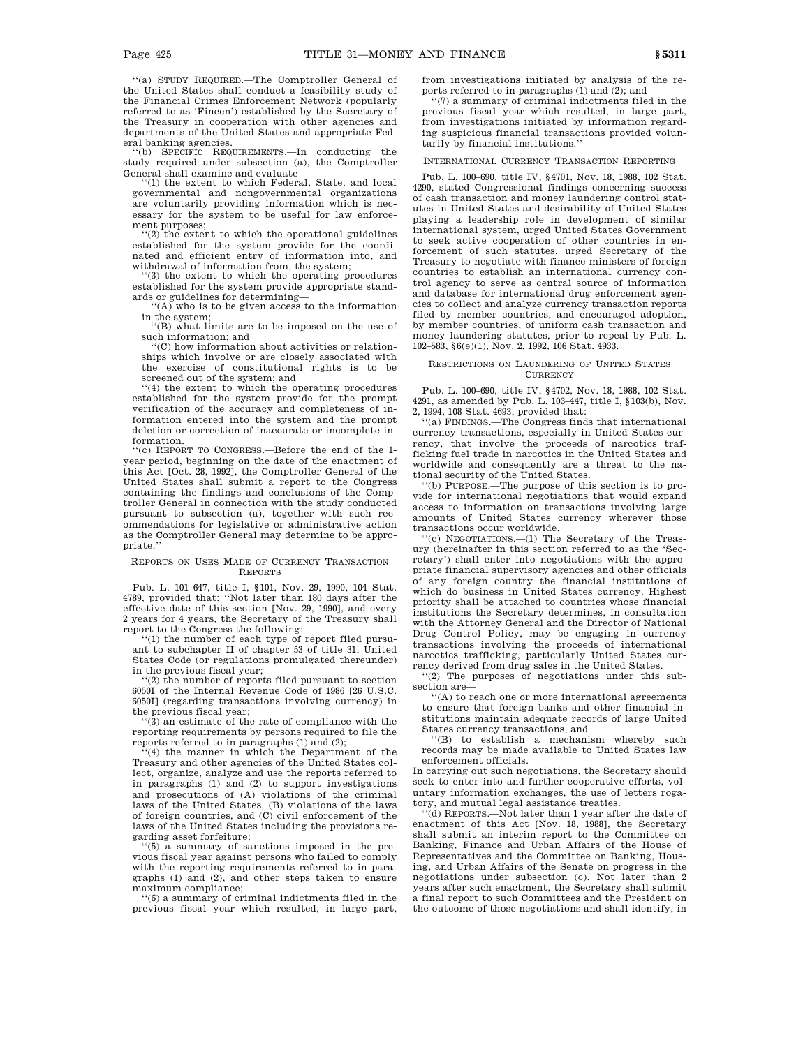"(a) STUDY REQUIRED.—The Comptroller General of the United States shall conduct a feasibility study of the Financial Crimes Enforcement Network (popularly referred to as 'Fincen') established by the Secretary of the Treasury in cooperation with other agencies and departments of the United States and appropriate Federal banking agencies.

"(b) SPECIFIC REQUIREMENTS.—In conducting the study required under subsection (a), the Comptroller General shall examine and evaluate—

"(1) the extent to which Federal, State, and local governmental and nongovernmental organizations are voluntarily providing information which is necessary for the system to be useful for law enforcement purposes;

"(2) the extent to which the operational guidelines established for the system provide for the coordinated and efficient entry of information into, and withdrawal of information from, the system;

"(3) the extent to which the operating procedures established for the system provide appropriate standards or guidelines for determining—

"(A) who is to be given access to the information in the system;

"(B) what limits are to be imposed on the use of such information; and

"(C) how information about activities or relationships which involve or are closely associated with the exercise of constitutional rights is to be screened out of the system; and

"(4) the extent to which the operating procedures established for the system provide for the prompt verification of the accuracy and completeness of information entered into the system and the prompt deletion or correction of inaccurate or incomplete information.

"(c) REPORT TO CONGRESS.—Before the end of the 1-year period, beginning on the date of the enactment of this Act [Oct. 28, 1992], the Comptroller General of the United States shall submit a report to the Congress containing the findings and conclusions of the Comptroller General in connection with the study conducted pursuant to subsection (a), together with such recommendations for legislative or administrative action as the Comptroller General may determine to be appropriate."

## REPORTS ON USES MADE OF CURRENCY TRANSACTION REPORTS

Pub. L. 101–647, title I, §101, Nov. 29, 1990, 104 Stat. 4789, provided that: "Not later than 180 days after the effective date of this section [Nov. 29, 1990], and every 2 years for 4 years, the Secretary of the Treasury shall report to the Congress the following:

"(1) the number of each type of report filed pursuant to subchapter II of chapter 53 of title 31, United States Code (or regulations promulgated thereunder) in the previous fiscal year;

"(2) the number of reports filed pursuant to section 6050I of the Internal Revenue Code of 1986 [26 U.S.C. 6050I] (regarding transactions involving currency) in the previous fiscal year;

"(3) an estimate of the rate of compliance with the reporting requirements by persons required to file the reports referred to in paragraphs (1) and (2);

"(4) the manner in which the Department of the Treasury and other agencies of the United States collect, organize, analyze and use the reports referred to in paragraphs (1) and (2) to support investigations and prosecutions of (A) violations of the criminal laws of the United States, (B) violations of the laws of foreign countries, and (C) civil enforcement of the laws of the United States including the provisions regarding asset forfeiture;

"(5) a summary of sanctions imposed in the previous fiscal year against persons who failed to comply with the reporting requirements referred to in paragraphs (1) and (2), and other steps taken to ensure maximum compliance;

"(6) a summary of criminal indictments filed in the previous fiscal year which resulted, in large part, from investigations initiated by analysis of the reports referred to in paragraphs (1) and (2); and

"(7) a summary of criminal indictments filed in the previous fiscal year which resulted, in large part, from investigations initiated by information regarding suspicious financial transactions provided voluntarily by financial institutions."

## INTERNATIONAL CURRENCY TRANSACTION REPORTING

Pub. L. 100–690, title IV, §4701, Nov. 18, 1988, 102 Stat. 4290, stated Congressional findings concerning success of cash transaction and money laundering control statutes in United States and desirability of United States playing a leadership role in development of similar international system, urged United States Government to seek active cooperation of other countries in enforcement of such statutes, urged Secretary of the Treasury to negotiate with finance ministers of foreign countries to establish an international currency control agency to serve as central source of information and database for international drug enforcement agencies to collect and analyze currency transaction reports filed by member countries, and encouraged adoption, by member countries, of uniform cash transaction and money laundering statutes, prior to repeal by Pub. L. 102–583, §6(e)(1), Nov. 2, 1992, 106 Stat. 4933.

## RESTRICTIONS ON LAUNDERING OF UNITED STATES CURRENCY

Pub. L. 100–690, title IV, §4702, Nov. 18, 1988, 102 Stat. 4291, as amended by Pub. L. 103–447, title I, §103(b), Nov. 2, 1994, 108 Stat. 4693, provided that:

"(a) FINDINGS.—The Congress finds that international currency transactions, especially in United States currency, that involve the proceeds of narcotics trafficking fuel trade in narcotics in the United States and worldwide and consequently are a threat to the national security of the United States.

"(b) PURPOSE.—The purpose of this section is to provide for international negotiations that would expand access to information on transactions involving large amounts of United States currency wherever those transactions occur worldwide.

"(c) NEGOTIATIONS.—(1) The Secretary of the Treasury (hereinafter in this section referred to as the 'Secretary') shall enter into negotiations with the appropriate financial supervisory agencies and other officials of any foreign country the financial institutions of which do business in United States currency. Highest priority shall be attached to countries whose financial institutions the Secretary determines, in consultation with the Attorney General and the Director of National Drug Control Policy, may be engaging in currency transactions involving the proceeds of international narcotics trafficking, particularly United States currency derived from drug sales in the United States.

"(2) The purposes of negotiations under this subsection are—

"(A) to reach one or more international agreements to ensure that foreign banks and other financial institutions maintain adequate records of large United States currency transactions, and

"(B) to establish a mechanism whereby such records may be made available to United States law enforcement officials.

In carrying out such negotiations, the Secretary should seek to enter into and further cooperative efforts, voluntary information exchanges, the use of letters rogatory, and mutual legal assistance treaties.

"(d) REPORTS.—Not later than 1 year after the date of enactment of this Act [Nov. 18, 1988], the Secretary shall submit an interim report to the Committee on Banking, Finance and Urban Affairs of the House of Representatives and the Committee on Banking, Housing, and Urban Affairs of the Senate on progress in the negotiations under subsection (c). Not later than 2 years after such enactment, the Secretary shall submit a final report to such Committees and the President on the outcome of those negotiations and shall identify, in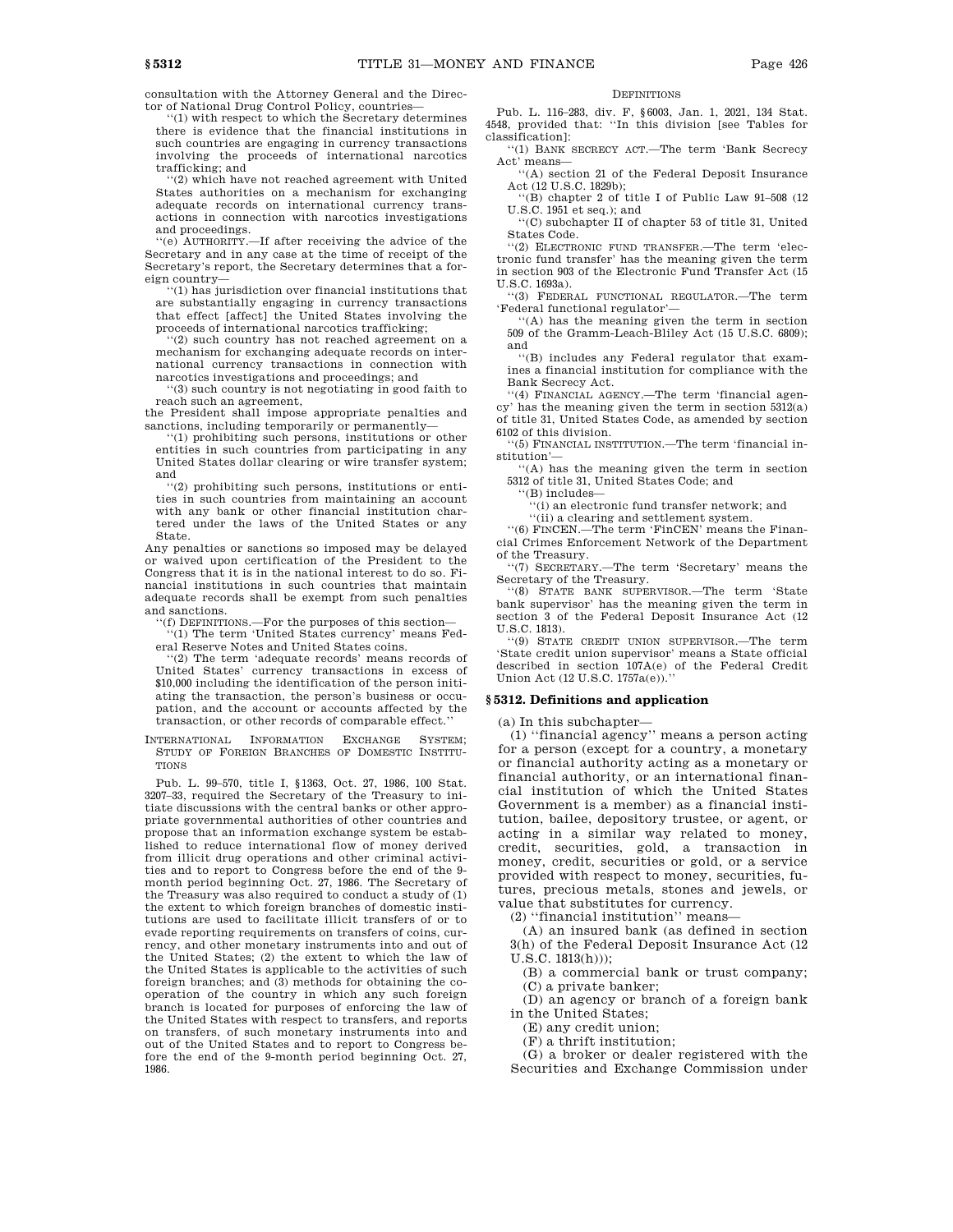consultation with the Attorney General and the Director of National Drug Control Policy, countries—

"(1) with respect to which the Secretary determines there is evidence that the financial institutions in such countries are engaging in currency transactions involving the proceeds of international narcotics trafficking; and

"(2) which have not reached agreement with United States authorities on a mechanism for exchanging adequate records on international currency transactions in connection with narcotics investigations and proceedings.

"(e) AUTHORITY.—If after receiving the advice of the Secretary and in any case at the time of receipt of the Secretary's report, the Secretary determines that a foreign country—

"(1) has jurisdiction over financial institutions that are substantially engaging in currency transactions that effect [affect] the United States involving the proceeds of international narcotics trafficking;

"(2) such country has not reached agreement on a mechanism for exchanging adequate records on international currency transactions in connection with narcotics investigations and proceedings; and

"(3) such country is not negotiating in good faith to reach such an agreement,

the President shall impose appropriate penalties and sanctions, including temporarily or permanently—

"(1) prohibiting such persons, institutions or other entities in such countries from participating in any United States dollar clearing or wire transfer system; and

"(2) prohibiting such persons, institutions or entities in such countries from maintaining an account with any bank or other financial institution chartered under the laws of the United States or any State.

Any penalties or sanctions so imposed may be delayed or waived upon certification of the President to the Congress that it is in the national interest to do so. Financial institutions in such countries that maintain adequate records shall be exempt from such penalties and sanctions.

"(f) DEFINITIONS.—For the purposes of this section—

"(1) The term 'United States currency' means Federal Reserve Notes and United States coins.

"(2) The term 'adequate records' means records of United States' currency transactions in excess of $10,000 including the identification of the person initiating the transaction, the person's business or occupation, and the account or accounts affected by the transaction, or other records of comparable effect."

INTERNATIONAL INFORMATION EXCHANGE SYSTEM; STUDY OF FOREIGN BRANCHES OF DOMESTIC INSTITUTIONS

Pub. L. 99–570, title I, §1363, Oct. 27, 1986, 100 Stat. 3207–33, required the Secretary of the Treasury to initiate discussions with the central banks or other appropriate governmental authorities of other countries and propose that an information exchange system be established to reduce international flow of money derived from illicit drug operations and other criminal activities and to report to Congress before the end of the 9-month period beginning Oct. 27, 1986. The Secretary of the Treasury was also required to conduct a study of (1) the extent to which foreign branches of domestic institutions are used to facilitate illicit transfers of or to evade reporting requirements on transfers of coins, currency, and other monetary instruments into and out of the United States; (2) the extent to which the law of the United States is applicable to the activities of such foreign branches; and (3) methods for obtaining the cooperation of the country in which any such foreign branch is located for purposes of enforcing the law of the United States with respect to transfers, and reports on transfers, of such monetary instruments into and out of the United States and to report to Congress before the end of the 9-month period beginning Oct. 27, 1986.

DEFINITIONS

Pub. L. 116–283, div. F, §6003, Jan. 1, 2021, 134 Stat. 4548, provided that: "In this division [see Tables for classification]:

"(1) BANK SECRECY ACT.—The term 'Bank Secrecy Act' means—

"(A) section 21 of the Federal Deposit Insurance Act (12 U.S.C. 1829b);

"(B) chapter 2 of title I of Public Law 91–508 (12 U.S.C. 1951 et seq.); and

"(C) subchapter II of chapter 53 of title 31, United States Code.

"(2) ELECTRONIC FUND TRANSFER.—The term 'electronic fund transfer' has the meaning given the term in section 903 of the Electronic Fund Transfer Act (15 U.S.C. 1693a).

"(3) FEDERAL FUNCTIONAL REGULATOR.—The term 'Federal functional regulator'—

"(A) has the meaning given the term in section 509 of the Gramm-Leach-Bliley Act (15 U.S.C. 6809); and

"(B) includes any Federal regulator that examines a financial institution for compliance with the Bank Secrecy Act.

"(4) FINANCIAL AGENCY.—The term 'financial agency' has the meaning given the term in section 5312(a) of title 31, United States Code, as amended by section 6102 of this division.

"(5) FINANCIAL INSTITUTION.—The term 'financial institution'—

"(A) has the meaning given the term in section 5312 of title 31, United States Code; and

"(B) includes—

"(i) an electronic fund transfer network; and

"(ii) a clearing and settlement system.

"(6) FINCEN.—The term 'FinCEN' means the Financial Crimes Enforcement Network of the Department of the Treasury.

"(7) SECRETARY.—The term 'Secretary' means the Secretary of the Treasury.

"(8) STATE BANK SUPERVISOR.—The term 'State bank supervisor' has the meaning given the term in section 3 of the Federal Deposit Insurance Act (12 U.S.C. 1813).

"(9) STATE CREDIT UNION SUPERVISOR.—The term 'State credit union supervisor' means a State official described in section 107A(e) of the Federal Credit Union Act (12 U.S.C. 1757a(e))."

## §5312. Definitions and application

(a) In this subchapter—

(1) "financial agency" means a person acting for a person (except for a country, a monetary or financial authority acting as a monetary or financial authority, or an international financial institution of which the United States Government is a member) as a financial institution, bailee, depository trustee, or agent, or acting in a similar way related to money, credit, securities, gold, a transaction in money, credit, securities or gold, or a service provided with respect to money, securities, futures, precious metals, stones and jewels, or value that substitutes for currency.

(2) "financial institution" means—

(A) an insured bank (as defined in section 3(h) of the Federal Deposit Insurance Act (12 U.S.C. 1813(h)));

(B) a commercial bank or trust company;

(C) a private banker;

(D) an agency or branch of a foreign bank in the United States;

(E) any credit union;

(F) a thrift institution;

(G) a broker or dealer registered with the Securities and Exchange Commission under